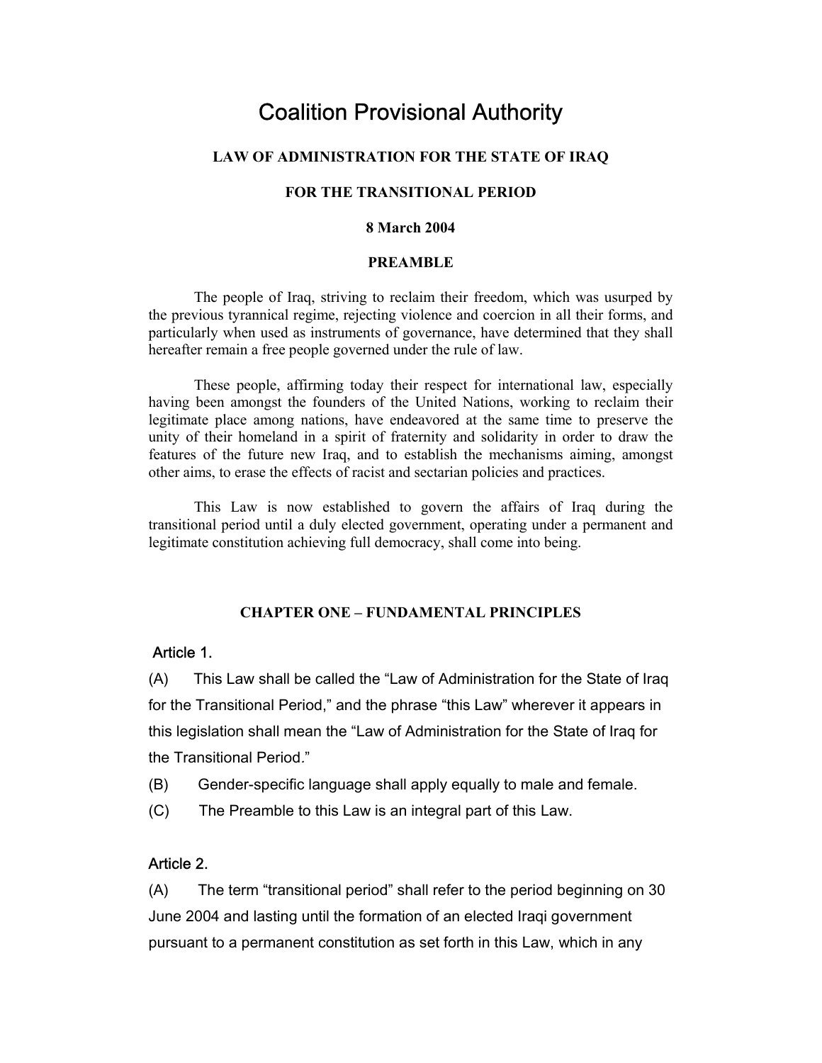# Coalition Provisional Authority

## LAW OF ADMINISTRATION FOR THE STATE OF IRAQ

## FOR THE TRANSITIONAL PERIOD

**8 March 2004**

## PREAMBLE

The people of Iraq, striving to reclaim their freedom, which was usurped by the previous tyrannical regime, rejecting violence and coercion in all their forms, and particularly when used as instruments of governance, have determined that they shall hereafter remain a free people governed under the rule of law.

These people, affirming today their respect for international law, especially having been amongst the founders of the United Nations, working to reclaim their legitimate place among nations, have endeavored at the same time to preserve the unity of their homeland in a spirit of fraternity and solidarity in order to draw the features of the future new Iraq, and to establish the mechanisms aiming, amongst other aims, to erase the effects of racist and sectarian policies and practices.

This Law is now established to govern the affairs of Iraq during the transitional period until a duly elected government, operating under a permanent and legitimate constitution achieving full democracy, shall come into being.

## CHAPTER ONE – FUNDAMENTAL PRINCIPLES

### Article 1.

(A) This Law shall be called the "Law of Administration for the State of Iraq for the Transitional Period," and the phrase "this Law" wherever it appears in this legislation shall mean the "Law of Administration for the State of Iraq for the Transitional Period."

(B) Gender-specific language shall apply equally to male and female.

(C) The Preamble to this Law is an integral part of this Law.

### Article 2.

(A) The term "transitional period" shall refer to the period beginning on 30 June 2004 and lasting until the formation of an elected Iraqi government pursuant to a permanent constitution as set forth in this Law, which in any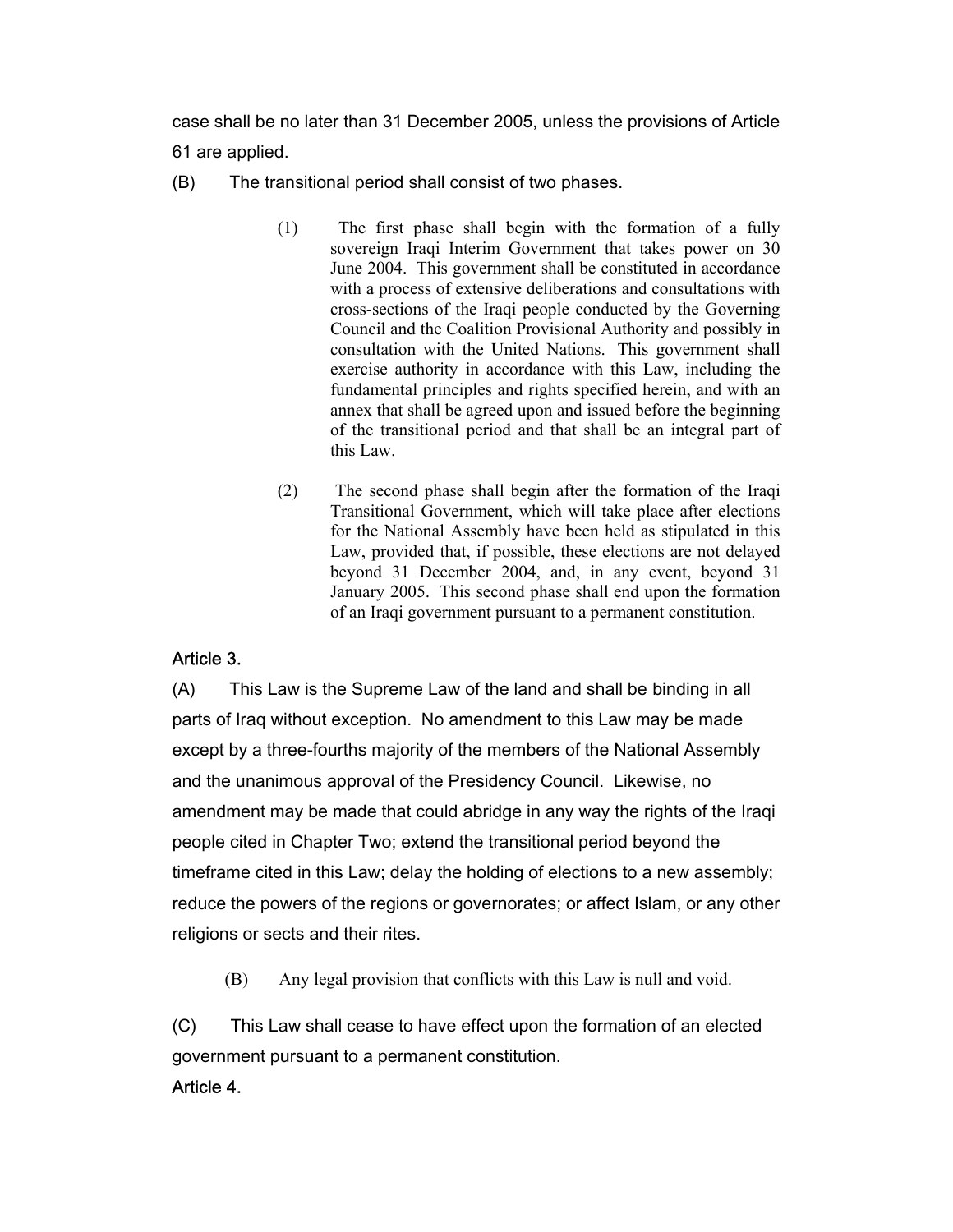case shall be no later than 31 December 2005, unless the provisions of Article 61 are applied.

(B) The transitional period shall consist of two phases.

(1) The first phase shall begin with the formation of a fully sovereign Iraqi Interim Government that takes power on 30 June 2004. This government shall be constituted in accordance with a process of extensive deliberations and consultations with cross-sections of the Iraqi people conducted by the Governing Council and the Coalition Provisional Authority and possibly in consultation with the United Nations. This government shall exercise authority in accordance with this Law, including the fundamental principles and rights specified herein, and with an annex that shall be agreed upon and issued before the beginning of the transitional period and that shall be an integral part of this Law.

(2) The second phase shall begin after the formation of the Iraqi Transitional Government, which will take place after elections for the National Assembly have been held as stipulated in this Law, provided that, if possible, these elections are not delayed beyond 31 December 2004, and, in any event, beyond 31 January 2005. This second phase shall end upon the formation of an Iraqi government pursuant to a permanent constitution.

### Article 3.

(A) This Law is the Supreme Law of the land and shall be binding in all parts of Iraq without exception. No amendment to this Law may be made except by a three-fourths majority of the members of the National Assembly and the unanimous approval of the Presidency Council. Likewise, no amendment may be made that could abridge in any way the rights of the Iraqi people cited in Chapter Two; extend the transitional period beyond the timeframe cited in this Law; delay the holding of elections to a new assembly; reduce the powers of the regions or governorates; or affect Islam, or any other religions or sects and their rites.

(B) Any legal provision that conflicts with this Law is null and void.

(C) This Law shall cease to have effect upon the formation of an elected government pursuant to a permanent constitution.

### Article 4.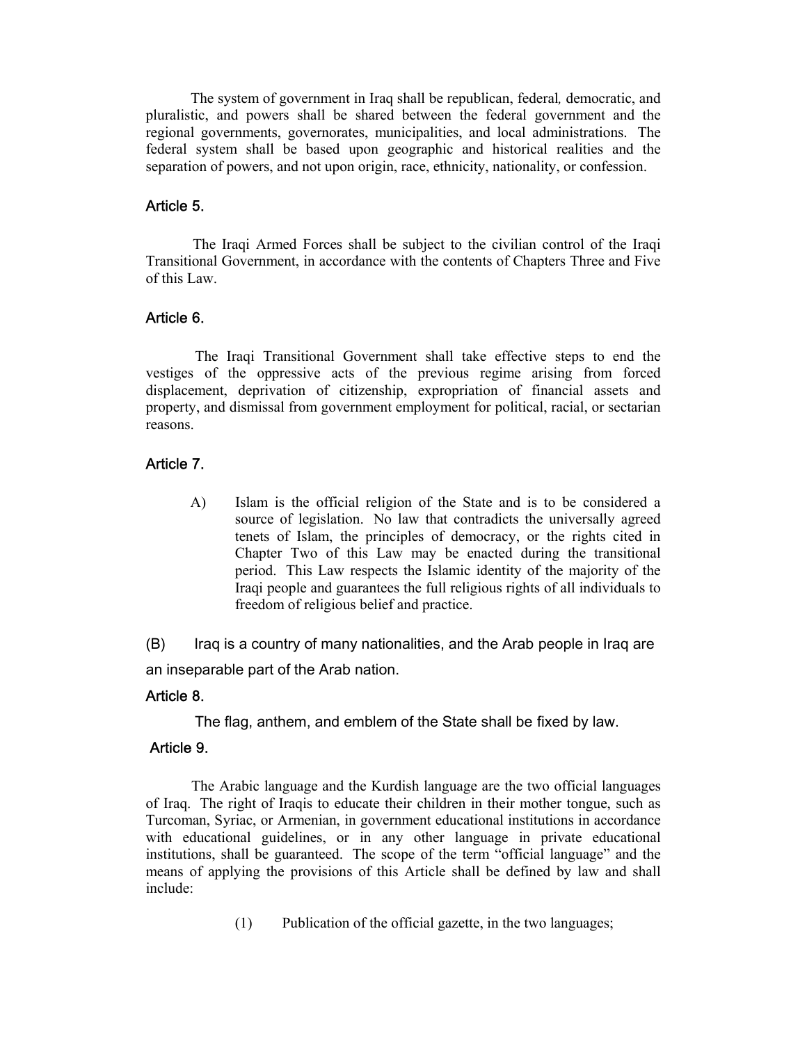The system of government in Iraq shall be republican, federal, democratic, and pluralistic, and powers shall be shared between the federal government and the regional governments, governorates, municipalities, and local administrations. The federal system shall be based upon geographic and historical realities and the separation of powers, and not upon origin, race, ethnicity, nationality, or confession.

### Article 5.

The Iraqi Armed Forces shall be subject to the civilian control of the Iraqi Transitional Government, in accordance with the contents of Chapters Three and Five of this Law.

### Article 6.

The Iraqi Transitional Government shall take effective steps to end the vestiges of the oppressive acts of the previous regime arising from forced displacement, deprivation of citizenship, expropriation of financial assets and property, and dismissal from government employment for political, racial, or sectarian reasons.

### Article 7.

A) Islam is the official religion of the State and is to be considered a source of legislation. No law that contradicts the universally agreed tenets of Islam, the principles of democracy, or the rights cited in Chapter Two of this Law may be enacted during the transitional period. This Law respects the Islamic identity of the majority of the Iraqi people and guarantees the full religious rights of all individuals to freedom of religious belief and practice.

(B) Iraq is a country of many nationalities, and the Arab people in Iraq are an inseparable part of the Arab nation.

### Article 8.

The flag, anthem, and emblem of the State shall be fixed by law.

### Article 9.

The Arabic language and the Kurdish language are the two official languages of Iraq. The right of Iraqis to educate their children in their mother tongue, such as Turcoman, Syriac, or Armenian, in government educational institutions in accordance with educational guidelines, or in any other language in private educational institutions, shall be guaranteed. The scope of the term "official language" and the means of applying the provisions of this Article shall be defined by law and shall include:

(1) Publication of the official gazette, in the two languages;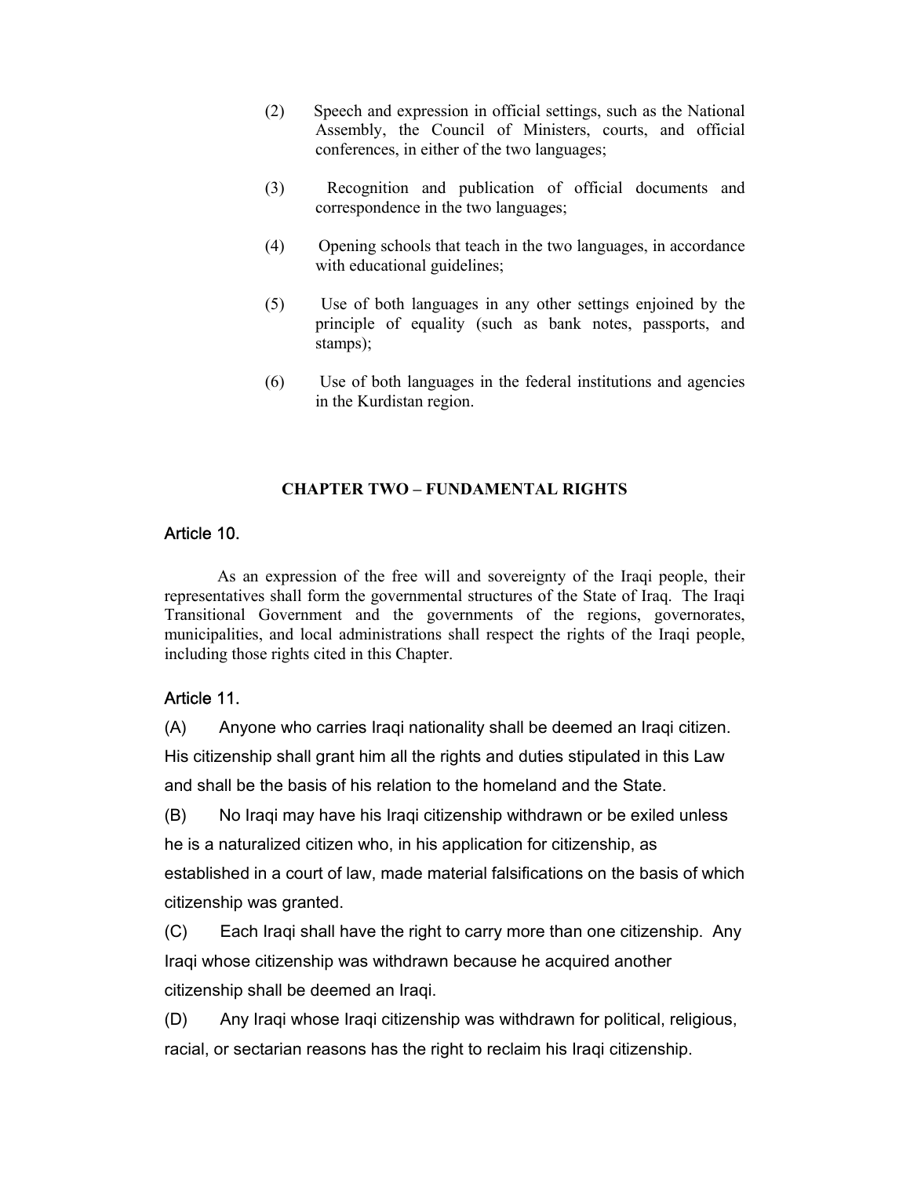(2) Speech and expression in official settings, such as the National Assembly, the Council of Ministers, courts, and official conferences, in either of the two languages;

(3) Recognition and publication of official documents and correspondence in the two languages;

(4) Opening schools that teach in the two languages, in accordance with educational guidelines;

(5) Use of both languages in any other settings enjoined by the principle of equality (such as bank notes, passports, and stamps);

(6) Use of both languages in the federal institutions and agencies in the Kurdistan region.

## CHAPTER TWO – FUNDAMENTAL RIGHTS

### Article 10.

As an expression of the free will and sovereignty of the Iraqi people, their representatives shall form the governmental structures of the State of Iraq. The Iraqi Transitional Government and the governments of the regions, governorates, municipalities, and local administrations shall respect the rights of the Iraqi people, including those rights cited in this Chapter.

### Article 11.

(A) Anyone who carries Iraqi nationality shall be deemed an Iraqi citizen. His citizenship shall grant him all the rights and duties stipulated in this Law and shall be the basis of his relation to the homeland and the State.

(B) No Iraqi may have his Iraqi citizenship withdrawn or be exiled unless he is a naturalized citizen who, in his application for citizenship, as established in a court of law, made material falsifications on the basis of which citizenship was granted.

(C) Each Iraqi shall have the right to carry more than one citizenship. Any Iraqi whose citizenship was withdrawn because he acquired another citizenship shall be deemed an Iraqi.

(D) Any Iraqi whose Iraqi citizenship was withdrawn for political, religious, racial, or sectarian reasons has the right to reclaim his Iraqi citizenship.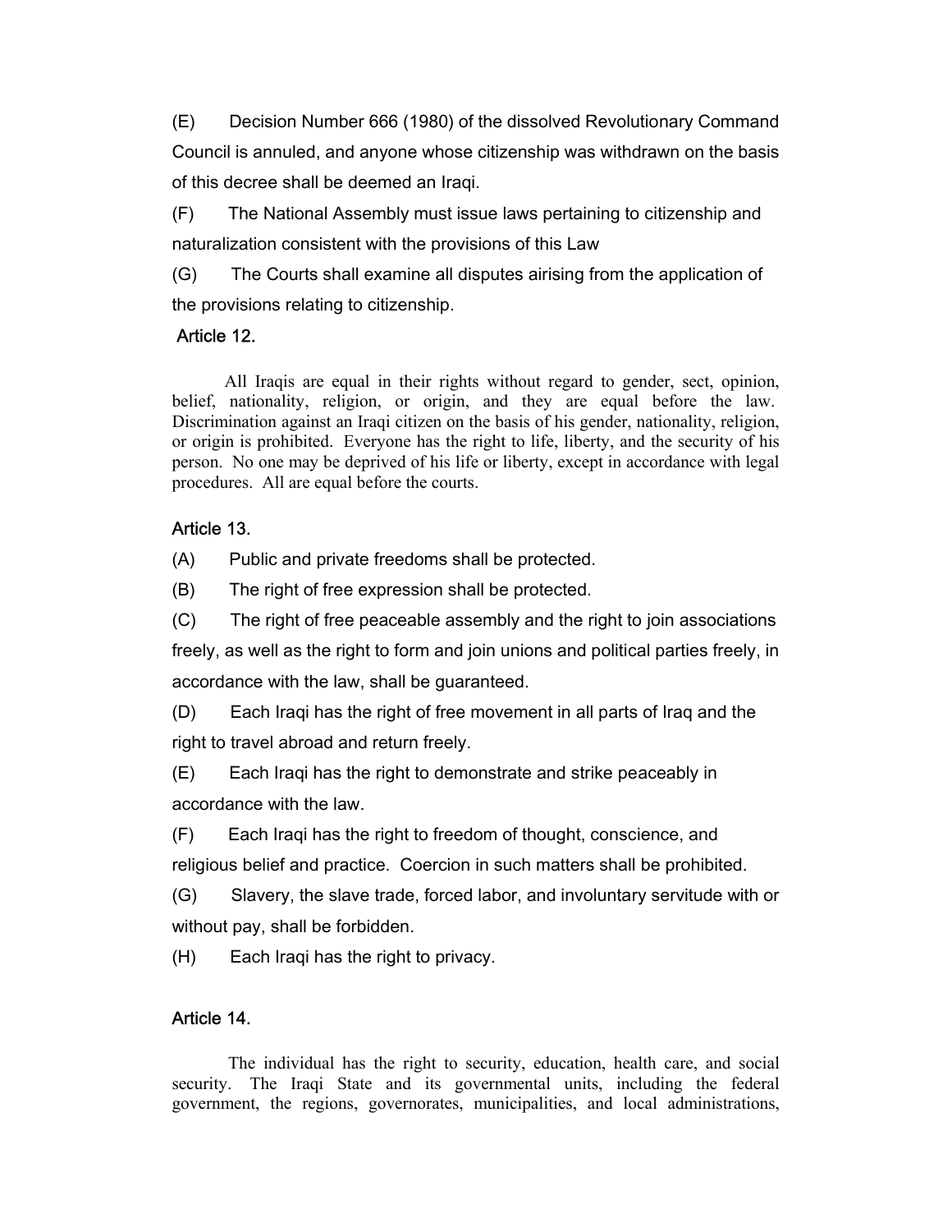(E) Decision Number 666 (1980) of the dissolved Revolutionary Command Council is annuled, and anyone whose citizenship was withdrawn on the basis of this decree shall be deemed an Iraqi.

(F) The National Assembly must issue laws pertaining to citizenship and naturalization consistent with the provisions of this Law

(G) The Courts shall examine all disputes airising from the application of the provisions relating to citizenship.

## Article 12.

All Iraqis are equal in their rights without regard to gender, sect, opinion, belief, nationality, religion, or origin, and they are equal before the law. Discrimination against an Iraqi citizen on the basis of his gender, nationality, religion, or origin is prohibited. Everyone has the right to life, liberty, and the security of his person. No one may be deprived of his life or liberty, except in accordance with legal procedures. All are equal before the courts.

## Article 13.

(A) Public and private freedoms shall be protected.

(B) The right of free expression shall be protected.

(C) The right of free peaceable assembly and the right to join associations freely, as well as the right to form and join unions and political parties freely, in accordance with the law, shall be guaranteed.

(D) Each Iraqi has the right of free movement in all parts of Iraq and the right to travel abroad and return freely.

(E) Each Iraqi has the right to demonstrate and strike peaceably in accordance with the law.

(F) Each Iraqi has the right to freedom of thought, conscience, and religious belief and practice. Coercion in such matters shall be prohibited.

(G) Slavery, the slave trade, forced labor, and involuntary servitude with or without pay, shall be forbidden.

(H) Each Iraqi has the right to privacy.

## Article 14.

The individual has the right to security, education, health care, and social security. The Iraqi State and its governmental units, including the federal government, the regions, governorates, municipalities, and local administrations,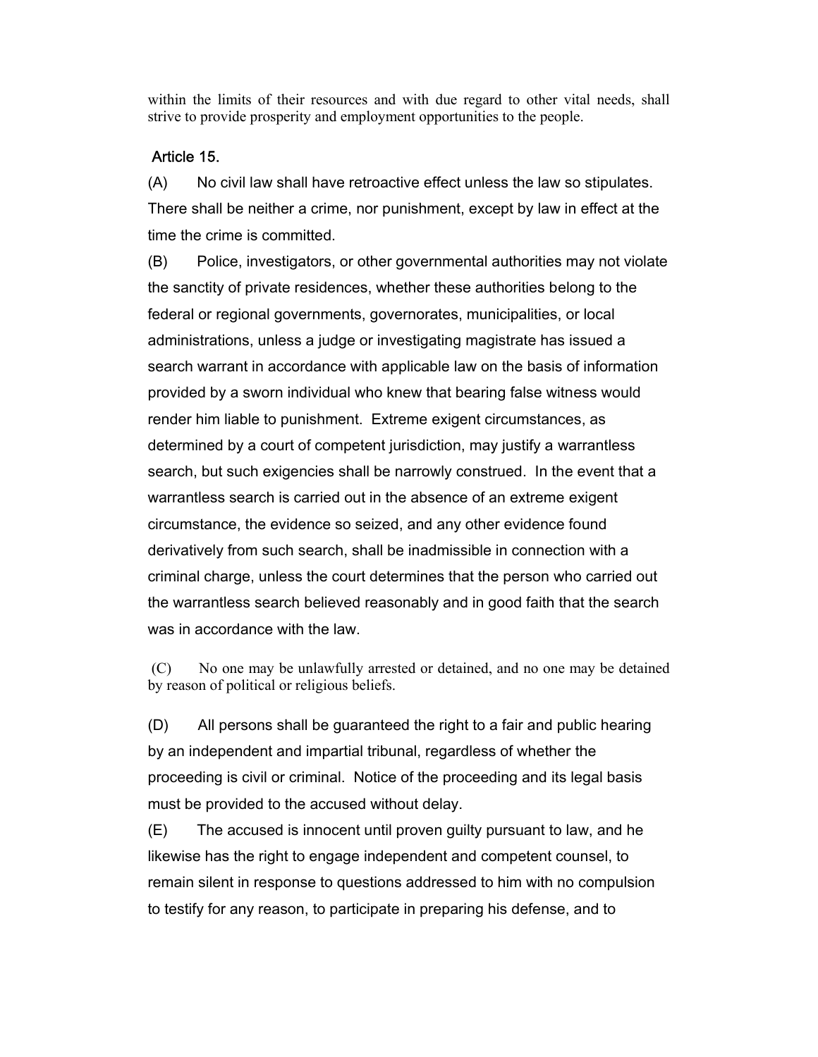within the limits of their resources and with due regard to other vital needs, shall strive to provide prosperity and employment opportunities to the people.

## Article 15.

(A) No civil law shall have retroactive effect unless the law so stipulates. There shall be neither a crime, nor punishment, except by law in effect at the time the crime is committed.

(B) Police, investigators, or other governmental authorities may not violate the sanctity of private residences, whether these authorities belong to the federal or regional governments, governorates, municipalities, or local administrations, unless a judge or investigating magistrate has issued a search warrant in accordance with applicable law on the basis of information provided by a sworn individual who knew that bearing false witness would render him liable to punishment. Extreme exigent circumstances, as determined by a court of competent jurisdiction, may justify a warrantless search, but such exigencies shall be narrowly construed. In the event that a warrantless search is carried out in the absence of an extreme exigent circumstance, the evidence so seized, and any other evidence found derivatively from such search, shall be inadmissible in connection with a criminal charge, unless the court determines that the person who carried out the warrantless search believed reasonably and in good faith that the search was in accordance with the law.

(C) No one may be unlawfully arrested or detained, and no one may be detained by reason of political or religious beliefs.

(D) All persons shall be guaranteed the right to a fair and public hearing by an independent and impartial tribunal, regardless of whether the proceeding is civil or criminal. Notice of the proceeding and its legal basis must be provided to the accused without delay.

(E) The accused is innocent until proven guilty pursuant to law, and he likewise has the right to engage independent and competent counsel, to remain silent in response to questions addressed to him with no compulsion to testify for any reason, to participate in preparing his defense, and to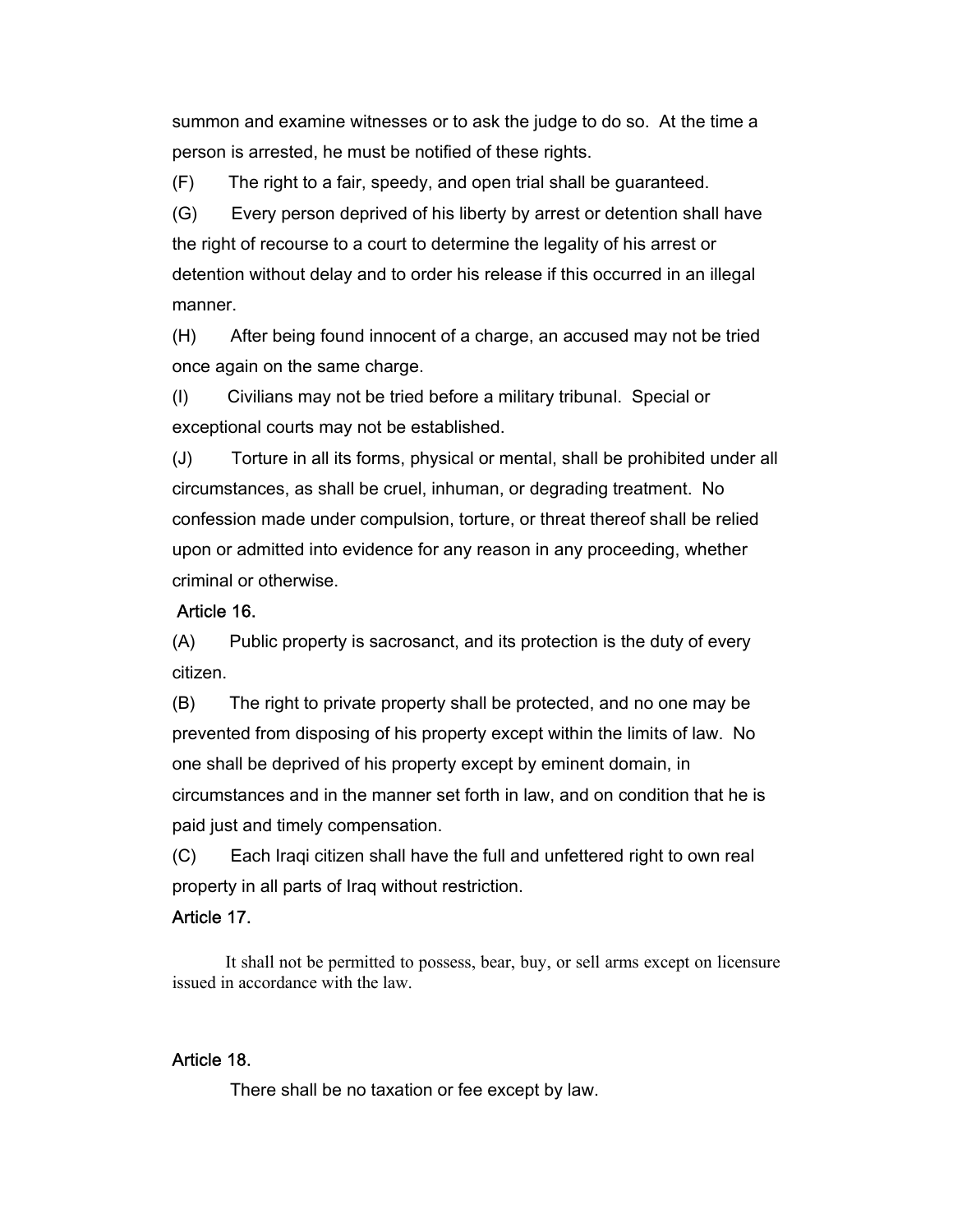summon and examine witnesses or to ask the judge to do so. At the time a person is arrested, he must be notified of these rights.

(F) The right to a fair, speedy, and open trial shall be guaranteed.

(G) Every person deprived of his liberty by arrest or detention shall have the right of recourse to a court to determine the legality of his arrest or detention without delay and to order his release if this occurred in an illegal manner.

(H) After being found innocent of a charge, an accused may not be tried once again on the same charge.

(I) Civilians may not be tried before a military tribunal. Special or exceptional courts may not be established.

(J) Torture in all its forms, physical or mental, shall be prohibited under all circumstances, as shall be cruel, inhuman, or degrading treatment. No confession made under compulsion, torture, or threat thereof shall be relied upon or admitted into evidence for any reason in any proceeding, whether criminal or otherwise.

## Article 16.

(A) Public property is sacrosanct, and its protection is the duty of every citizen.

(B) The right to private property shall be protected, and no one may be prevented from disposing of his property except within the limits of law. No one shall be deprived of his property except by eminent domain, in circumstances and in the manner set forth in law, and on condition that he is paid just and timely compensation.

(C) Each Iraqi citizen shall have the full and unfettered right to own real property in all parts of Iraq without restriction.

## Article 17.

It shall not be permitted to possess, bear, buy, or sell arms except on licensure issued in accordance with the law.

## Article 18.

There shall be no taxation or fee except by law.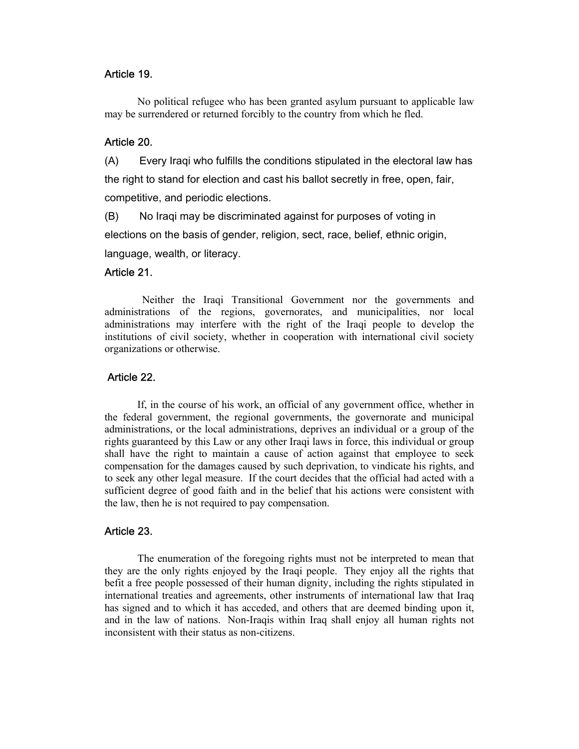## Article 19.

No political refugee who has been granted asylum pursuant to applicable law may be surrendered or returned forcibly to the country from which he fled.

## Article 20.

(A) Every Iraqi who fulfills the conditions stipulated in the electoral law has the right to stand for election and cast his ballot secretly in free, open, fair, competitive, and periodic elections.

(B) No Iraqi may be discriminated against for purposes of voting in elections on the basis of gender, religion, sect, race, belief, ethnic origin, language, wealth, or literacy.

## Article 21.

Neither the Iraqi Transitional Government nor the governments and administrations of the regions, governorates, and municipalities, nor local administrations may interfere with the right of the Iraqi people to develop the institutions of civil society, whether in cooperation with international civil society organizations or otherwise.

## Article 22.

If, in the course of his work, an official of any government office, whether in the federal government, the regional governments, the governorate and municipal administrations, or the local administrations, deprives an individual or a group of the rights guaranteed by this Law or any other Iraqi laws in force, this individual or group shall have the right to maintain a cause of action against that employee to seek compensation for the damages caused by such deprivation, to vindicate his rights, and to seek any other legal measure. If the court decides that the official had acted with a sufficient degree of good faith and in the belief that his actions were consistent with the law, then he is not required to pay compensation.

## Article 23.

The enumeration of the foregoing rights must not be interpreted to mean that they are the only rights enjoyed by the Iraqi people. They enjoy all the rights that befit a free people possessed of their human dignity, including the rights stipulated in international treaties and agreements, other instruments of international law that Iraq has signed and to which it has acceded, and others that are deemed binding upon it, and in the law of nations. Non-Iraqis within Iraq shall enjoy all human rights not inconsistent with their status as non-citizens.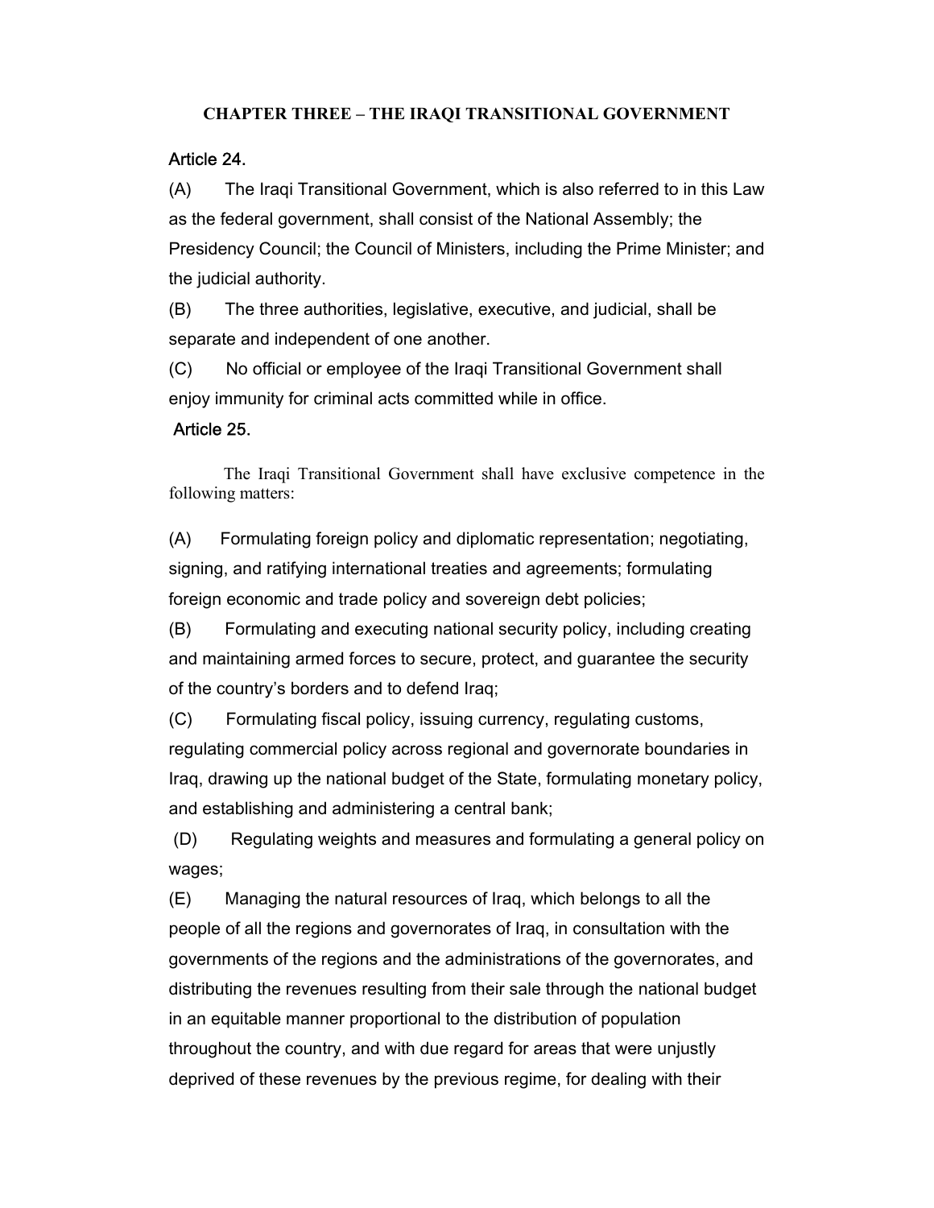## CHAPTER THREE – THE IRAQI TRANSITIONAL GOVERNMENT

### Article 24.

(A) The Iraqi Transitional Government, which is also referred to in this Law as the federal government, shall consist of the National Assembly; the Presidency Council; the Council of Ministers, including the Prime Minister; and the judicial authority.

(B) The three authorities, legislative, executive, and judicial, shall be separate and independent of one another.

(C) No official or employee of the Iraqi Transitional Government shall enjoy immunity for criminal acts committed while in office.

### Article 25.

The Iraqi Transitional Government shall have exclusive competence in the following matters:

(A) Formulating foreign policy and diplomatic representation; negotiating, signing, and ratifying international treaties and agreements; formulating foreign economic and trade policy and sovereign debt policies;

(B) Formulating and executing national security policy, including creating and maintaining armed forces to secure, protect, and guarantee the security of the country's borders and to defend Iraq;

(C) Formulating fiscal policy, issuing currency, regulating customs, regulating commercial policy across regional and governorate boundaries in Iraq, drawing up the national budget of the State, formulating monetary policy, and establishing and administering a central bank;

(D) Regulating weights and measures and formulating a general policy on wages;

(E) Managing the natural resources of Iraq, which belongs to all the people of all the regions and governorates of Iraq, in consultation with the governments of the regions and the administrations of the governorates, and distributing the revenues resulting from their sale through the national budget in an equitable manner proportional to the distribution of population throughout the country, and with due regard for areas that were unjustly deprived of these revenues by the previous regime, for dealing with their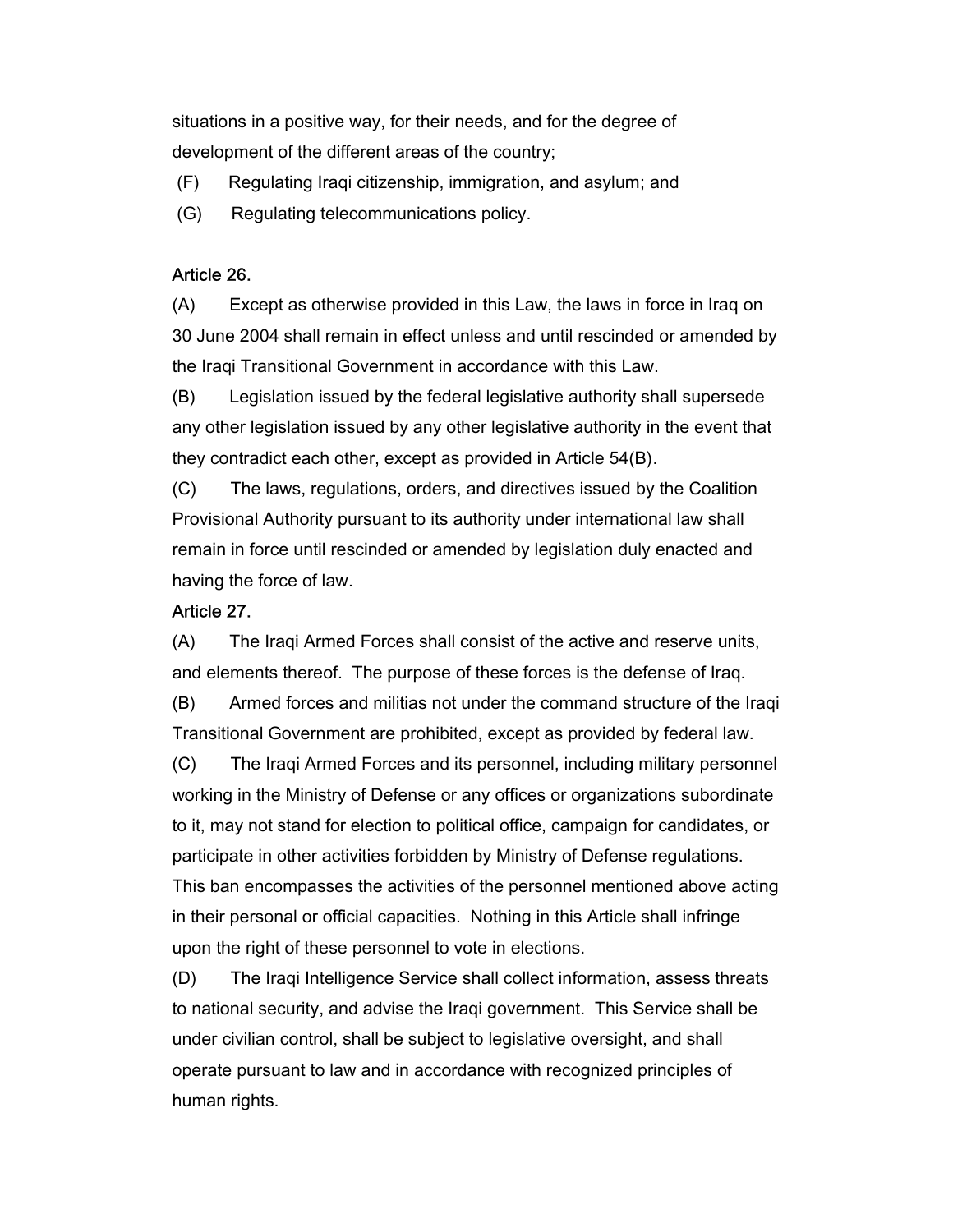situations in a positive way, for their needs, and for the degree of development of the different areas of the country;

(F) Regulating Iraqi citizenship, immigration, and asylum; and

(G) Regulating telecommunications policy.

Article 26.

(A) Except as otherwise provided in this Law, the laws in force in Iraq on 30 June 2004 shall remain in effect unless and until rescinded or amended by the Iraqi Transitional Government in accordance with this Law.

(B) Legislation issued by the federal legislative authority shall supersede any other legislation issued by any other legislative authority in the event that they contradict each other, except as provided in Article 54(B).

(C) The laws, regulations, orders, and directives issued by the Coalition Provisional Authority pursuant to its authority under international law shall remain in force until rescinded or amended by legislation duly enacted and having the force of law.

Article 27.

(A) The Iraqi Armed Forces shall consist of the active and reserve units, and elements thereof. The purpose of these forces is the defense of Iraq.

(B) Armed forces and militias not under the command structure of the Iraqi Transitional Government are prohibited, except as provided by federal law.

(C) The Iraqi Armed Forces and its personnel, including military personnel working in the Ministry of Defense or any offices or organizations subordinate to it, may not stand for election to political office, campaign for candidates, or participate in other activities forbidden by Ministry of Defense regulations. This ban encompasses the activities of the personnel mentioned above acting in their personal or official capacities. Nothing in this Article shall infringe upon the right of these personnel to vote in elections.

(D) The Iraqi Intelligence Service shall collect information, assess threats to national security, and advise the Iraqi government. This Service shall be under civilian control, shall be subject to legislative oversight, and shall operate pursuant to law and in accordance with recognized principles of human rights.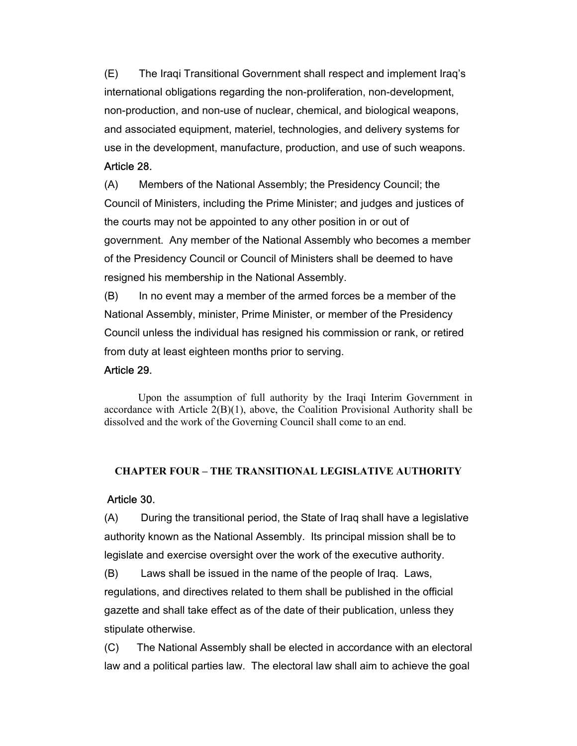(E) The Iraqi Transitional Government shall respect and implement Iraq's international obligations regarding the non-proliferation, non-development, non-production, and non-use of nuclear, chemical, and biological weapons, and associated equipment, materiel, technologies, and delivery systems for use in the development, manufacture, production, and use of such weapons.

### Article 28.

(A) Members of the National Assembly; the Presidency Council; the Council of Ministers, including the Prime Minister; and judges and justices of the courts may not be appointed to any other position in or out of government. Any member of the National Assembly who becomes a member of the Presidency Council or Council of Ministers shall be deemed to have resigned his membership in the National Assembly.

(B) In no event may a member of the armed forces be a member of the National Assembly, minister, Prime Minister, or member of the Presidency Council unless the individual has resigned his commission or rank, or retired from duty at least eighteen months prior to serving.

### Article 29.

Upon the assumption of full authority by the Iraqi Interim Government in accordance with Article 2(B)(1), above, the Coalition Provisional Authority shall be dissolved and the work of the Governing Council shall come to an end.

## CHAPTER FOUR – THE TRANSITIONAL LEGISLATIVE AUTHORITY

### Article 30.

(A) During the transitional period, the State of Iraq shall have a legislative authority known as the National Assembly. Its principal mission shall be to legislate and exercise oversight over the work of the executive authority.

(B) Laws shall be issued in the name of the people of Iraq. Laws, regulations, and directives related to them shall be published in the official gazette and shall take effect as of the date of their publication, unless they stipulate otherwise.

(C) The National Assembly shall be elected in accordance with an electoral law and a political parties law. The electoral law shall aim to achieve the goal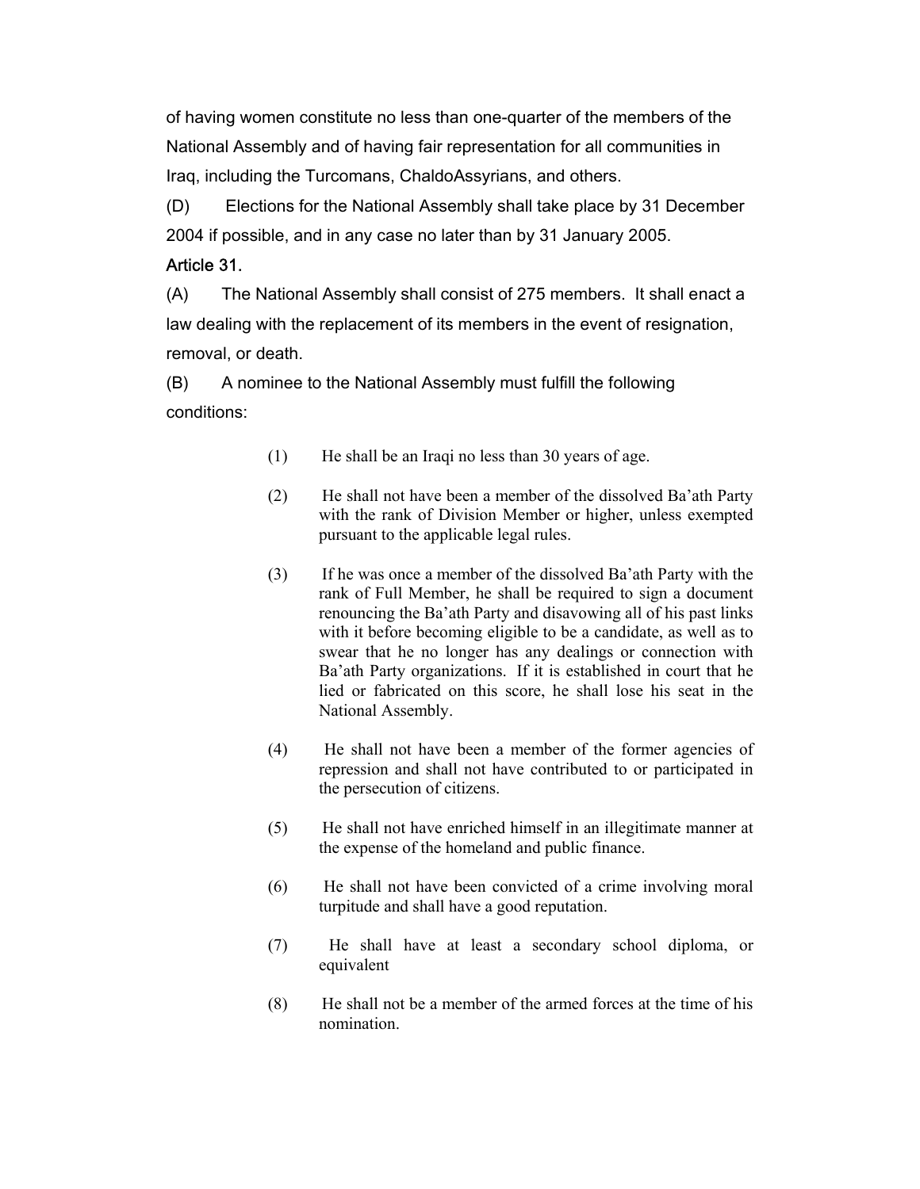of having women constitute no less than one-quarter of the members of the National Assembly and of having fair representation for all communities in Iraq, including the Turcomans, ChaldoAssyrians, and others.

(D) Elections for the National Assembly shall take place by 31 December 2004 if possible, and in any case no later than by 31 January 2005.

### Article 31.

(A) The National Assembly shall consist of 275 members. It shall enact a law dealing with the replacement of its members in the event of resignation, removal, or death.

(B) A nominee to the National Assembly must fulfill the following conditions:

(1) He shall be an Iraqi no less than 30 years of age.

(2) He shall not have been a member of the dissolved Ba'ath Party with the rank of Division Member or higher, unless exempted pursuant to the applicable legal rules.

(3) If he was once a member of the dissolved Ba'ath Party with the rank of Full Member, he shall be required to sign a document renouncing the Ba'ath Party and disavowing all of his past links with it before becoming eligible to be a candidate, as well as to swear that he no longer has any dealings or connection with Ba'ath Party organizations. If it is established in court that he lied or fabricated on this score, he shall lose his seat in the National Assembly.

(4) He shall not have been a member of the former agencies of repression and shall not have contributed to or participated in the persecution of citizens.

(5) He shall not have enriched himself in an illegitimate manner at the expense of the homeland and public finance.

(6) He shall not have been convicted of a crime involving moral turpitude and shall have a good reputation.

(7) He shall have at least a secondary school diploma, or equivalent

(8) He shall not be a member of the armed forces at the time of his nomination.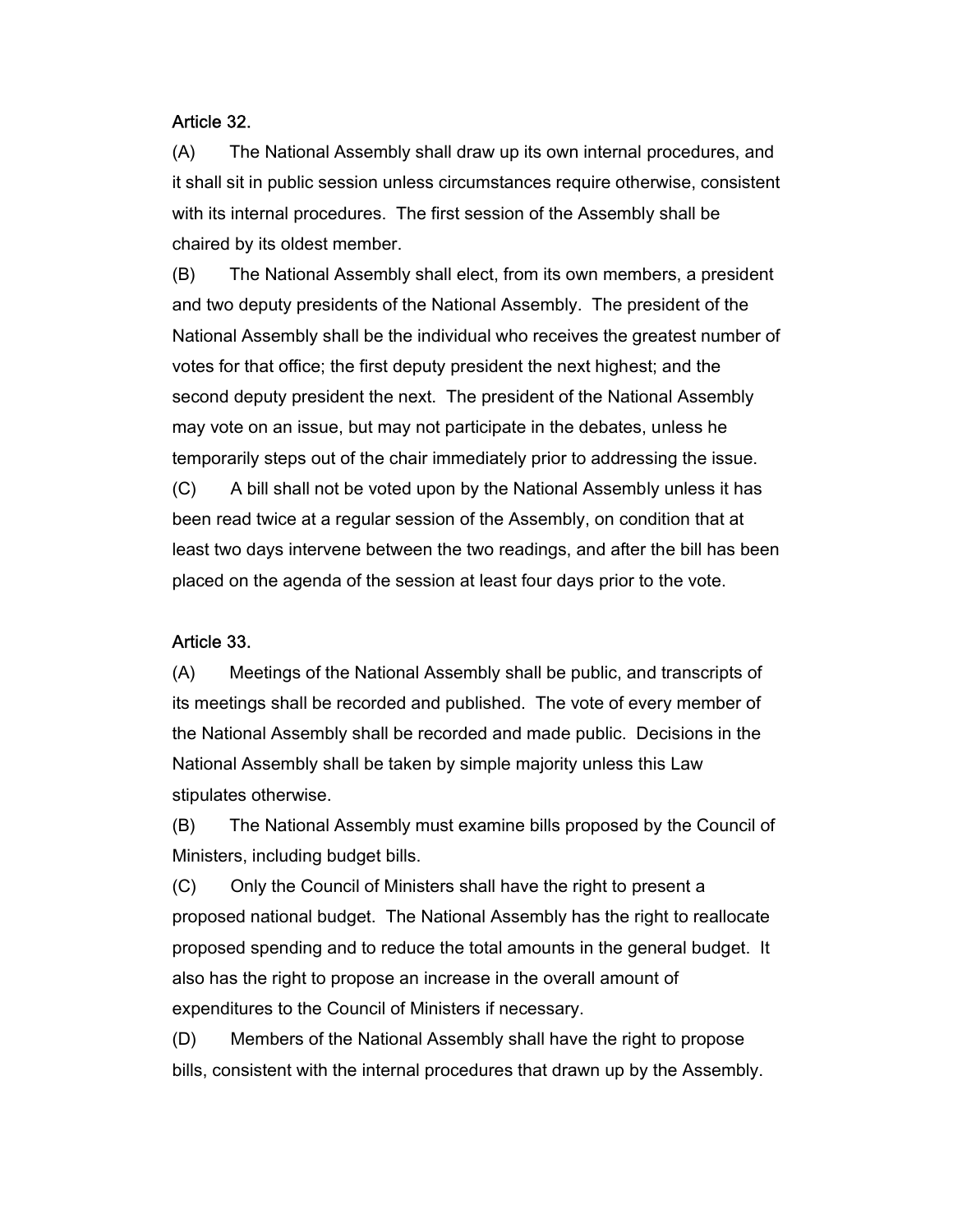Article 32.

(A) The National Assembly shall draw up its own internal procedures, and it shall sit in public session unless circumstances require otherwise, consistent with its internal procedures. The first session of the Assembly shall be chaired by its oldest member.

(B) The National Assembly shall elect, from its own members, a president and two deputy presidents of the National Assembly. The president of the National Assembly shall be the individual who receives the greatest number of votes for that office; the first deputy president the next highest; and the second deputy president the next. The president of the National Assembly may vote on an issue, but may not participate in the debates, unless he temporarily steps out of the chair immediately prior to addressing the issue.

(C) A bill shall not be voted upon by the National Assembly unless it has been read twice at a regular session of the Assembly, on condition that at least two days intervene between the two readings, and after the bill has been placed on the agenda of the session at least four days prior to the vote.

Article 33.

(A) Meetings of the National Assembly shall be public, and transcripts of its meetings shall be recorded and published. The vote of every member of the National Assembly shall be recorded and made public. Decisions in the National Assembly shall be taken by simple majority unless this Law stipulates otherwise.

(B) The National Assembly must examine bills proposed by the Council of Ministers, including budget bills.

(C) Only the Council of Ministers shall have the right to present a proposed national budget. The National Assembly has the right to reallocate proposed spending and to reduce the total amounts in the general budget. It also has the right to propose an increase in the overall amount of expenditures to the Council of Ministers if necessary.

(D) Members of the National Assembly shall have the right to propose bills, consistent with the internal procedures that drawn up by the Assembly.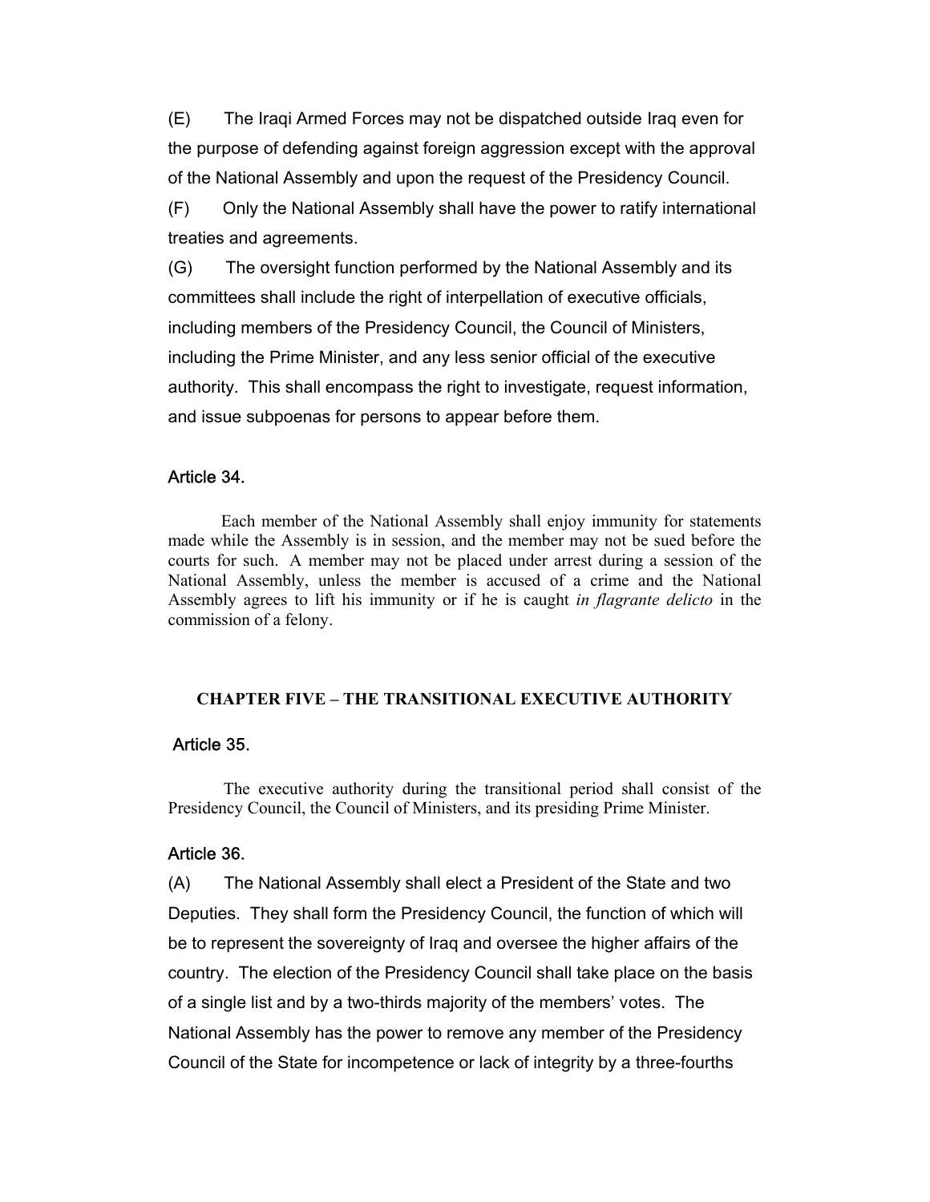(E) The Iraqi Armed Forces may not be dispatched outside Iraq even for the purpose of defending against foreign aggression except with the approval of the National Assembly and upon the request of the Presidency Council.

(F) Only the National Assembly shall have the power to ratify international treaties and agreements.

(G) The oversight function performed by the National Assembly and its committees shall include the right of interpellation of executive officials, including members of the Presidency Council, the Council of Ministers, including the Prime Minister, and any less senior official of the executive authority. This shall encompass the right to investigate, request information, and issue subpoenas for persons to appear before them.

### Article 34.

Each member of the National Assembly shall enjoy immunity for statements made while the Assembly is in session, and the member may not be sued before the courts for such. A member may not be placed under arrest during a session of the National Assembly, unless the member is accused of a crime and the National Assembly agrees to lift his immunity or if he is caught *in flagrante delicto* in the commission of a felony.

## CHAPTER FIVE – THE TRANSITIONAL EXECUTIVE AUTHORITY

### Article 35.

The executive authority during the transitional period shall consist of the Presidency Council, the Council of Ministers, and its presiding Prime Minister.

### Article 36.

(A) The National Assembly shall elect a President of the State and two Deputies. They shall form the Presidency Council, the function of which will be to represent the sovereignty of Iraq and oversee the higher affairs of the country. The election of the Presidency Council shall take place on the basis of a single list and by a two-thirds majority of the members' votes. The National Assembly has the power to remove any member of the Presidency Council of the State for incompetence or lack of integrity by a three-fourths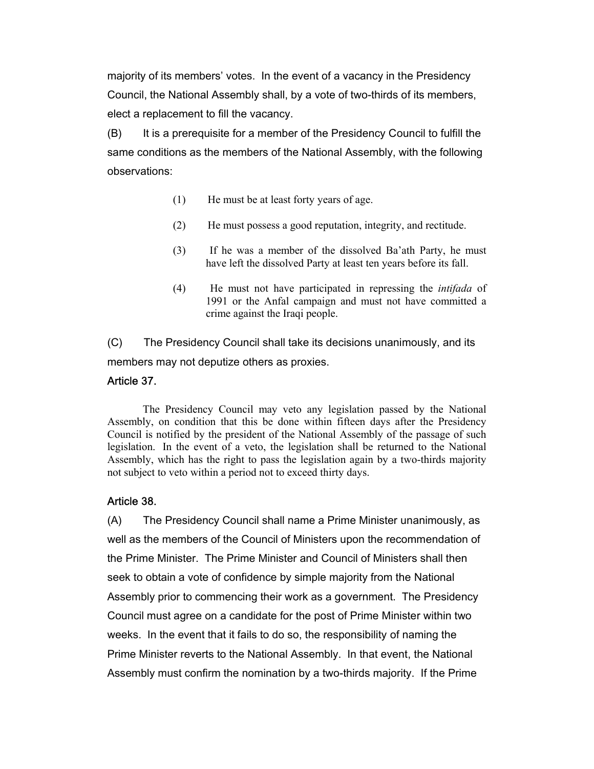majority of its members' votes. In the event of a vacancy in the Presidency Council, the National Assembly shall, by a vote of two-thirds of its members, elect a replacement to fill the vacancy.

(B) It is a prerequisite for a member of the Presidency Council to fulfill the same conditions as the members of the National Assembly, with the following observations:

(1) He must be at least forty years of age.

(2) He must possess a good reputation, integrity, and rectitude.

(3) If he was a member of the dissolved Ba'ath Party, he must have left the dissolved Party at least ten years before its fall.

(4) He must not have participated in repressing the *intifada* of 1991 or the Anfal campaign and must not have committed a crime against the Iraqi people.

(C) The Presidency Council shall take its decisions unanimously, and its members may not deputize others as proxies.

### Article 37.

The Presidency Council may veto any legislation passed by the National Assembly, on condition that this be done within fifteen days after the Presidency Council is notified by the president of the National Assembly of the passage of such legislation. In the event of a veto, the legislation shall be returned to the National Assembly, which has the right to pass the legislation again by a two-thirds majority not subject to veto within a period not to exceed thirty days.

### Article 38.

(A) The Presidency Council shall name a Prime Minister unanimously, as well as the members of the Council of Ministers upon the recommendation of the Prime Minister. The Prime Minister and Council of Ministers shall then seek to obtain a vote of confidence by simple majority from the National Assembly prior to commencing their work as a government. The Presidency Council must agree on a candidate for the post of Prime Minister within two weeks. In the event that it fails to do so, the responsibility of naming the Prime Minister reverts to the National Assembly. In that event, the National Assembly must confirm the nomination by a two-thirds majority. If the Prime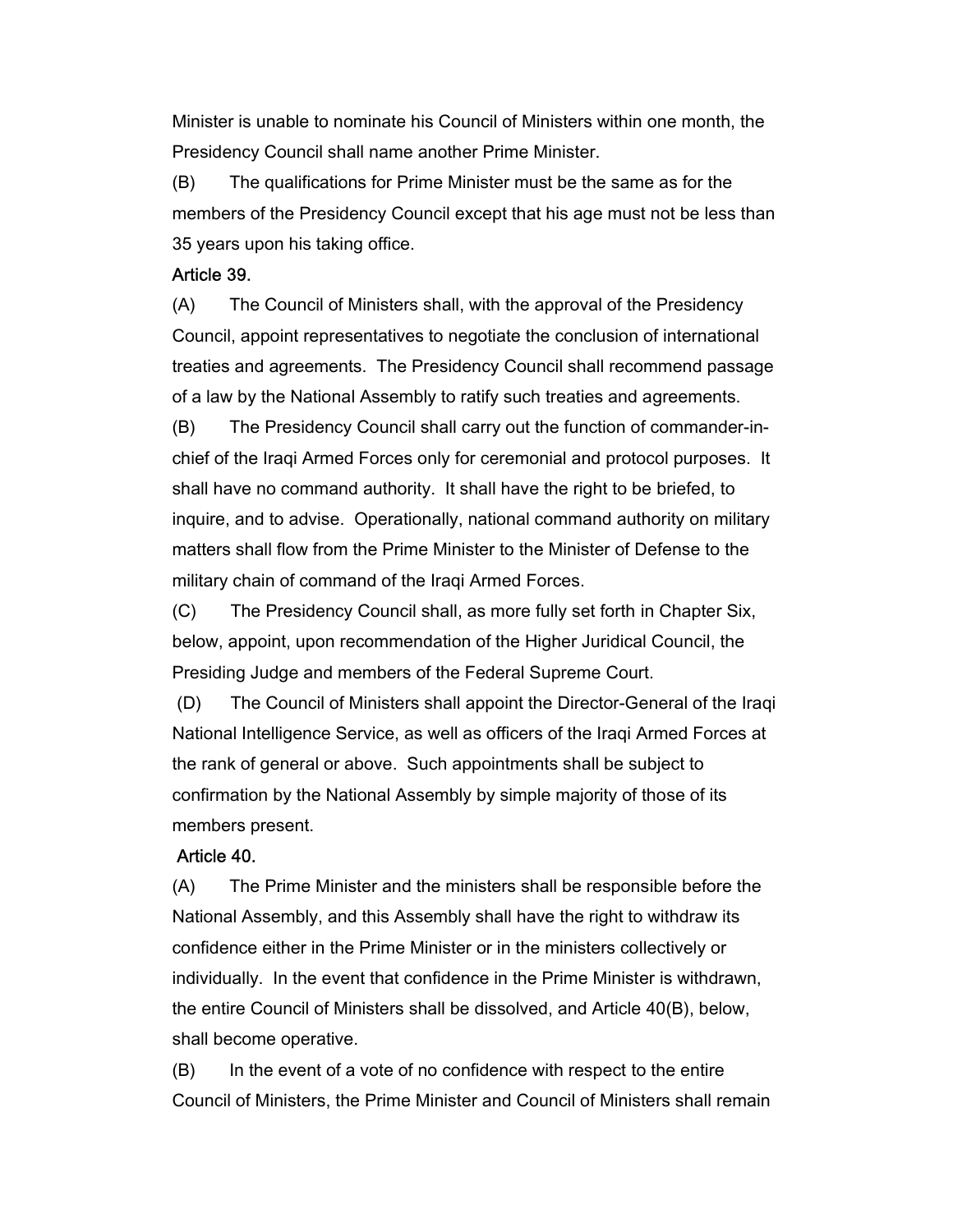Minister is unable to nominate his Council of Ministers within one month, the Presidency Council shall name another Prime Minister.

(B) The qualifications for Prime Minister must be the same as for the members of the Presidency Council except that his age must not be less than 35 years upon his taking office.

### Article 39.

(A) The Council of Ministers shall, with the approval of the Presidency Council, appoint representatives to negotiate the conclusion of international treaties and agreements. The Presidency Council shall recommend passage of a law by the National Assembly to ratify such treaties and agreements.

(B) The Presidency Council shall carry out the function of commander-in-chief of the Iraqi Armed Forces only for ceremonial and protocol purposes. It shall have no command authority. It shall have the right to be briefed, to inquire, and to advise. Operationally, national command authority on military matters shall flow from the Prime Minister to the Minister of Defense to the military chain of command of the Iraqi Armed Forces.

(C) The Presidency Council shall, as more fully set forth in Chapter Six, below, appoint, upon recommendation of the Higher Juridical Council, the Presiding Judge and members of the Federal Supreme Court.

(D) The Council of Ministers shall appoint the Director-General of the Iraqi National Intelligence Service, as well as officers of the Iraqi Armed Forces at the rank of general or above. Such appointments shall be subject to confirmation by the National Assembly by simple majority of those of its members present.

### Article 40.

(A) The Prime Minister and the ministers shall be responsible before the National Assembly, and this Assembly shall have the right to withdraw its confidence either in the Prime Minister or in the ministers collectively or individually. In the event that confidence in the Prime Minister is withdrawn, the entire Council of Ministers shall be dissolved, and Article 40(B), below, shall become operative.

(B) In the event of a vote of no confidence with respect to the entire Council of Ministers, the Prime Minister and Council of Ministers shall remain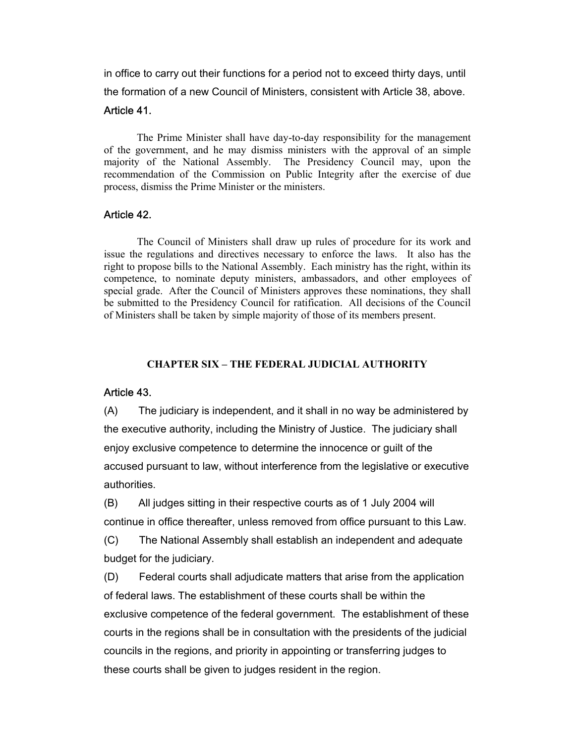in office to carry out their functions for a period not to exceed thirty days, until the formation of a new Council of Ministers, consistent with Article 38, above.

### Article 41.

The Prime Minister shall have day-to-day responsibility for the management of the government, and he may dismiss ministers with the approval of an simple majority of the National Assembly. The Presidency Council may, upon the recommendation of the Commission on Public Integrity after the exercise of due process, dismiss the Prime Minister or the ministers.

### Article 42.

The Council of Ministers shall draw up rules of procedure for its work and issue the regulations and directives necessary to enforce the laws. It also has the right to propose bills to the National Assembly. Each ministry has the right, within its competence, to nominate deputy ministers, ambassadors, and other employees of special grade. After the Council of Ministers approves these nominations, they shall be submitted to the Presidency Council for ratification. All decisions of the Council of Ministers shall be taken by simple majority of those of its members present.

## CHAPTER SIX – THE FEDERAL JUDICIAL AUTHORITY

### Article 43.

(A) The judiciary is independent, and it shall in no way be administered by the executive authority, including the Ministry of Justice. The judiciary shall enjoy exclusive competence to determine the innocence or guilt of the accused pursuant to law, without interference from the legislative or executive authorities.

(B) All judges sitting in their respective courts as of 1 July 2004 will continue in office thereafter, unless removed from office pursuant to this Law.

(C) The National Assembly shall establish an independent and adequate budget for the judiciary.

(D) Federal courts shall adjudicate matters that arise from the application of federal laws. The establishment of these courts shall be within the exclusive competence of the federal government. The establishment of these courts in the regions shall be in consultation with the presidents of the judicial councils in the regions, and priority in appointing or transferring judges to these courts shall be given to judges resident in the region.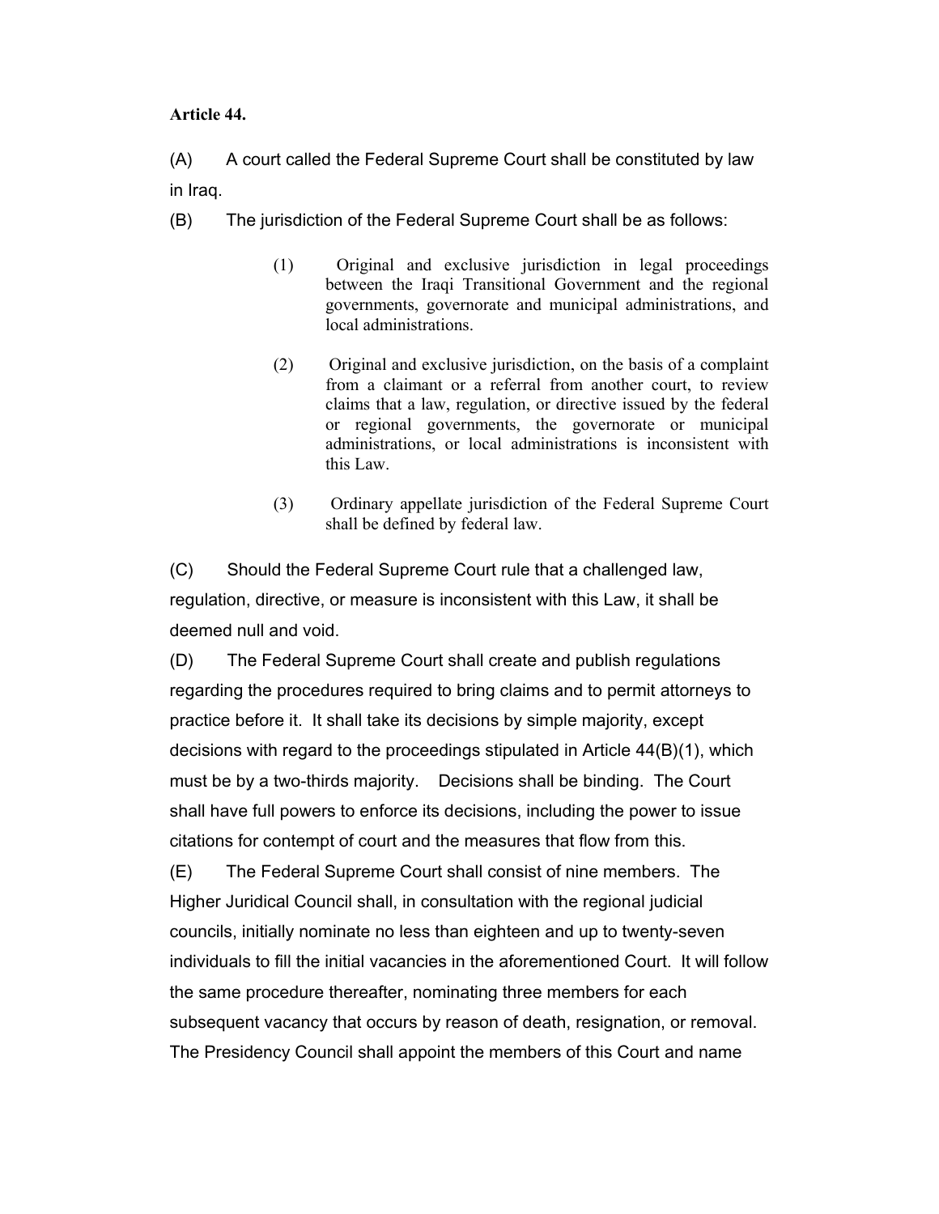**Article 44.**

(A) A court called the Federal Supreme Court shall be constituted by law in Iraq.

(B) The jurisdiction of the Federal Supreme Court shall be as follows:

> (1) Original and exclusive jurisdiction in legal proceedings between the Iraqi Transitional Government and the regional governments, governorate and municipal administrations, and local administrations.
>
> (2) Original and exclusive jurisdiction, on the basis of a complaint from a claimant or a referral from another court, to review claims that a law, regulation, or directive issued by the federal or regional governments, the governorate or municipal administrations, or local administrations is inconsistent with this Law.
>
> (3) Ordinary appellate jurisdiction of the Federal Supreme Court shall be defined by federal law.

(C) Should the Federal Supreme Court rule that a challenged law, regulation, directive, or measure is inconsistent with this Law, it shall be deemed null and void.

(D) The Federal Supreme Court shall create and publish regulations regarding the procedures required to bring claims and to permit attorneys to practice before it. It shall take its decisions by simple majority, except decisions with regard to the proceedings stipulated in Article 44(B)(1), which must be by a two-thirds majority. Decisions shall be binding. The Court shall have full powers to enforce its decisions, including the power to issue citations for contempt of court and the measures that flow from this.

(E) The Federal Supreme Court shall consist of nine members. The Higher Juridical Council shall, in consultation with the regional judicial councils, initially nominate no less than eighteen and up to twenty-seven individuals to fill the initial vacancies in the aforementioned Court. It will follow the same procedure thereafter, nominating three members for each subsequent vacancy that occurs by reason of death, resignation, or removal. The Presidency Council shall appoint the members of this Court and name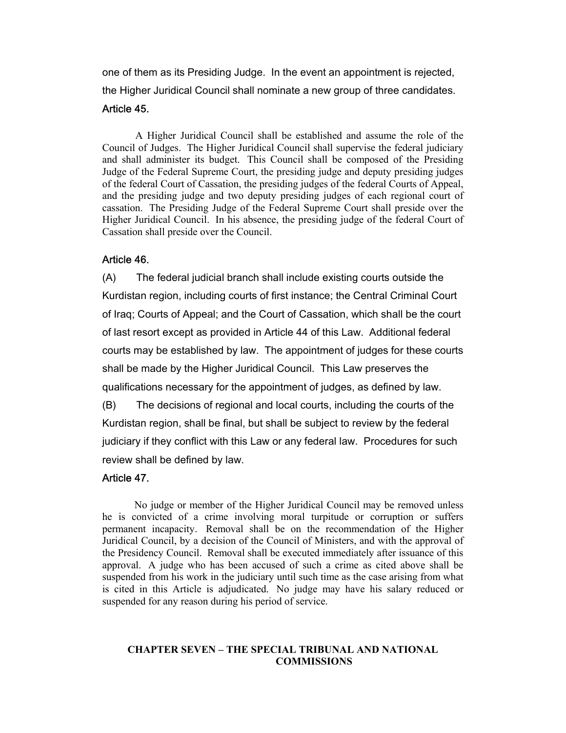one of them as its Presiding Judge. In the event an appointment is rejected, the Higher Juridical Council shall nominate a new group of three candidates.

### Article 45.

A Higher Juridical Council shall be established and assume the role of the Council of Judges. The Higher Juridical Council shall supervise the federal judiciary and shall administer its budget. This Council shall be composed of the Presiding Judge of the Federal Supreme Court, the presiding judge and deputy presiding judges of the federal Court of Cassation, the presiding judges of the federal Courts of Appeal, and the presiding judge and two deputy presiding judges of each regional court of cassation. The Presiding Judge of the Federal Supreme Court shall preside over the Higher Juridical Council. In his absence, the presiding judge of the federal Court of Cassation shall preside over the Council.

### Article 46.

(A) The federal judicial branch shall include existing courts outside the Kurdistan region, including courts of first instance; the Central Criminal Court of Iraq; Courts of Appeal; and the Court of Cassation, which shall be the court of last resort except as provided in Article 44 of this Law. Additional federal courts may be established by law. The appointment of judges for these courts shall be made by the Higher Juridical Council. This Law preserves the qualifications necessary for the appointment of judges, as defined by law.

(B) The decisions of regional and local courts, including the courts of the Kurdistan region, shall be final, but shall be subject to review by the federal judiciary if they conflict with this Law or any federal law. Procedures for such review shall be defined by law.

### Article 47.

No judge or member of the Higher Juridical Council may be removed unless he is convicted of a crime involving moral turpitude or corruption or suffers permanent incapacity. Removal shall be on the recommendation of the Higher Juridical Council, by a decision of the Council of Ministers, and with the approval of the Presidency Council. Removal shall be executed immediately after issuance of this approval. A judge who has been accused of such a crime as cited above shall be suspended from his work in the judiciary until such time as the case arising from what is cited in this Article is adjudicated. No judge may have his salary reduced or suspended for any reason during his period of service.

## CHAPTER SEVEN – THE SPECIAL TRIBUNAL AND NATIONAL COMMISSIONS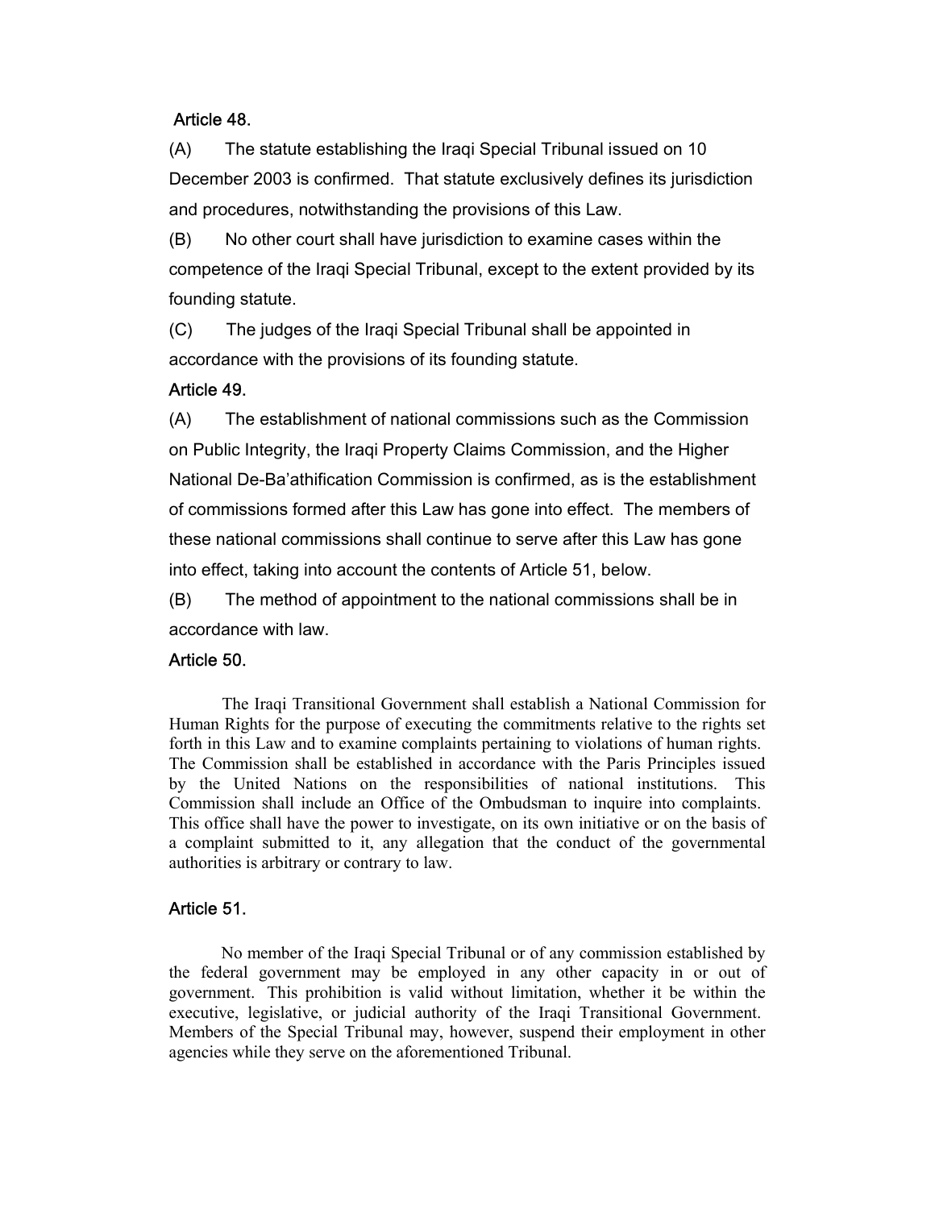### Article 48.

(A) The statute establishing the Iraqi Special Tribunal issued on 10 December 2003 is confirmed. That statute exclusively defines its jurisdiction and procedures, notwithstanding the provisions of this Law.

(B) No other court shall have jurisdiction to examine cases within the competence of the Iraqi Special Tribunal, except to the extent provided by its founding statute.

(C) The judges of the Iraqi Special Tribunal shall be appointed in accordance with the provisions of its founding statute.

### Article 49.

(A) The establishment of national commissions such as the Commission on Public Integrity, the Iraqi Property Claims Commission, and the Higher National De-Ba'athification Commission is confirmed, as is the establishment of commissions formed after this Law has gone into effect. The members of these national commissions shall continue to serve after this Law has gone into effect, taking into account the contents of Article 51, below.

(B) The method of appointment to the national commissions shall be in accordance with law.

### Article 50.

The Iraqi Transitional Government shall establish a National Commission for Human Rights for the purpose of executing the commitments relative to the rights set forth in this Law and to examine complaints pertaining to violations of human rights. The Commission shall be established in accordance with the Paris Principles issued by the United Nations on the responsibilities of national institutions. This Commission shall include an Office of the Ombudsman to inquire into complaints. This office shall have the power to investigate, on its own initiative or on the basis of a complaint submitted to it, any allegation that the conduct of the governmental authorities is arbitrary or contrary to law.

### Article 51.

No member of the Iraqi Special Tribunal or of any commission established by the federal government may be employed in any other capacity in or out of government. This prohibition is valid without limitation, whether it be within the executive, legislative, or judicial authority of the Iraqi Transitional Government. Members of the Special Tribunal may, however, suspend their employment in other agencies while they serve on the aforementioned Tribunal.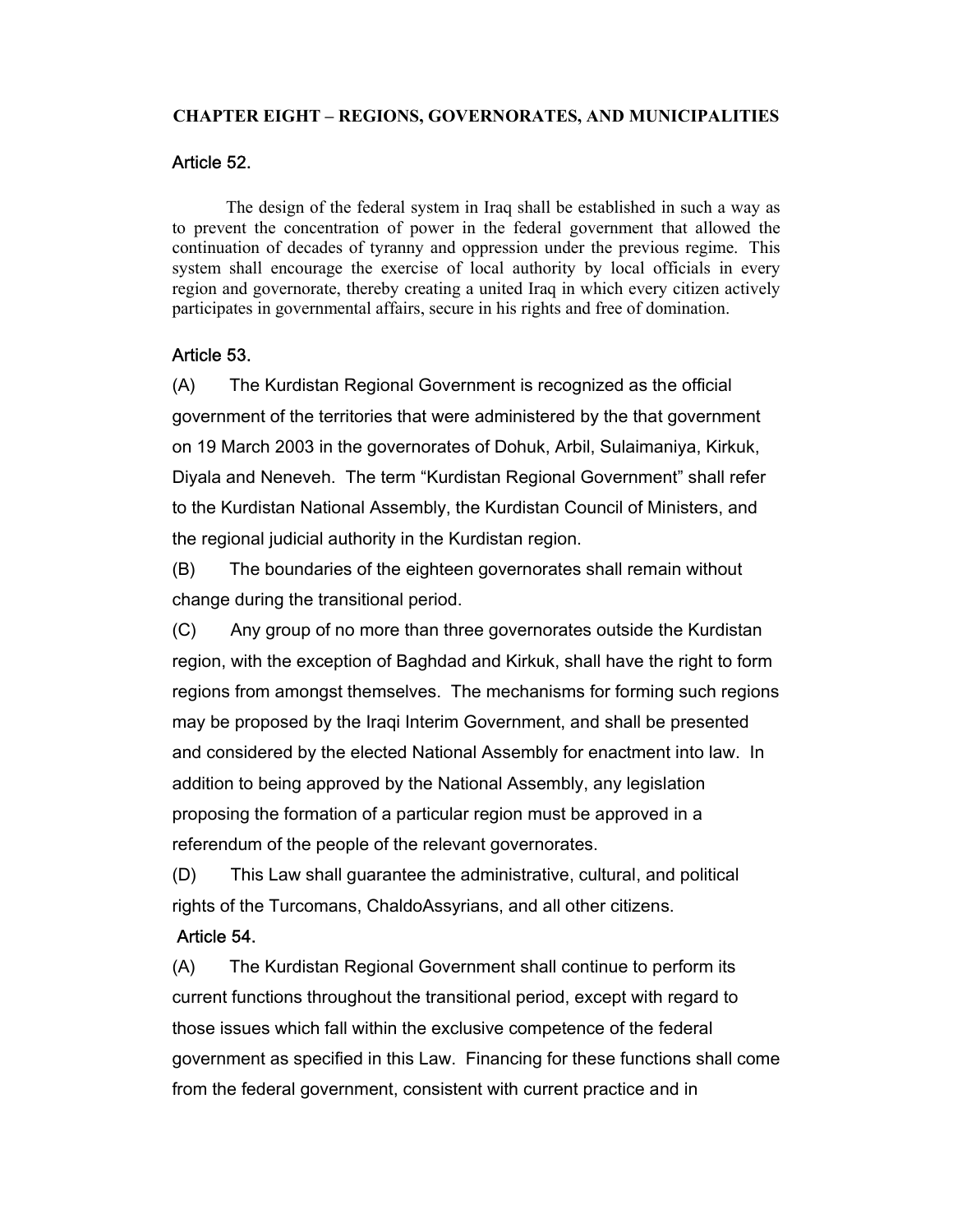## CHAPTER EIGHT – REGIONS, GOVERNORATES, AND MUNICIPALITIES

### Article 52.

The design of the federal system in Iraq shall be established in such a way as to prevent the concentration of power in the federal government that allowed the continuation of decades of tyranny and oppression under the previous regime. This system shall encourage the exercise of local authority by local officials in every region and governorate, thereby creating a united Iraq in which every citizen actively participates in governmental affairs, secure in his rights and free of domination.

### Article 53.

(A) The Kurdistan Regional Government is recognized as the official government of the territories that were administered by the that government on 19 March 2003 in the governorates of Dohuk, Arbil, Sulaimaniya, Kirkuk, Diyala and Neneveh. The term "Kurdistan Regional Government" shall refer to the Kurdistan National Assembly, the Kurdistan Council of Ministers, and the regional judicial authority in the Kurdistan region.

(B) The boundaries of the eighteen governorates shall remain without change during the transitional period.

(C) Any group of no more than three governorates outside the Kurdistan region, with the exception of Baghdad and Kirkuk, shall have the right to form regions from amongst themselves. The mechanisms for forming such regions may be proposed by the Iraqi Interim Government, and shall be presented and considered by the elected National Assembly for enactment into law. In addition to being approved by the National Assembly, any legislation proposing the formation of a particular region must be approved in a referendum of the people of the relevant governorates.

(D) This Law shall guarantee the administrative, cultural, and political rights of the Turcomans, ChaldoAssyrians, and all other citizens.

### Article 54.

(A) The Kurdistan Regional Government shall continue to perform its current functions throughout the transitional period, except with regard to those issues which fall within the exclusive competence of the federal government as specified in this Law. Financing for these functions shall come from the federal government, consistent with current practice and in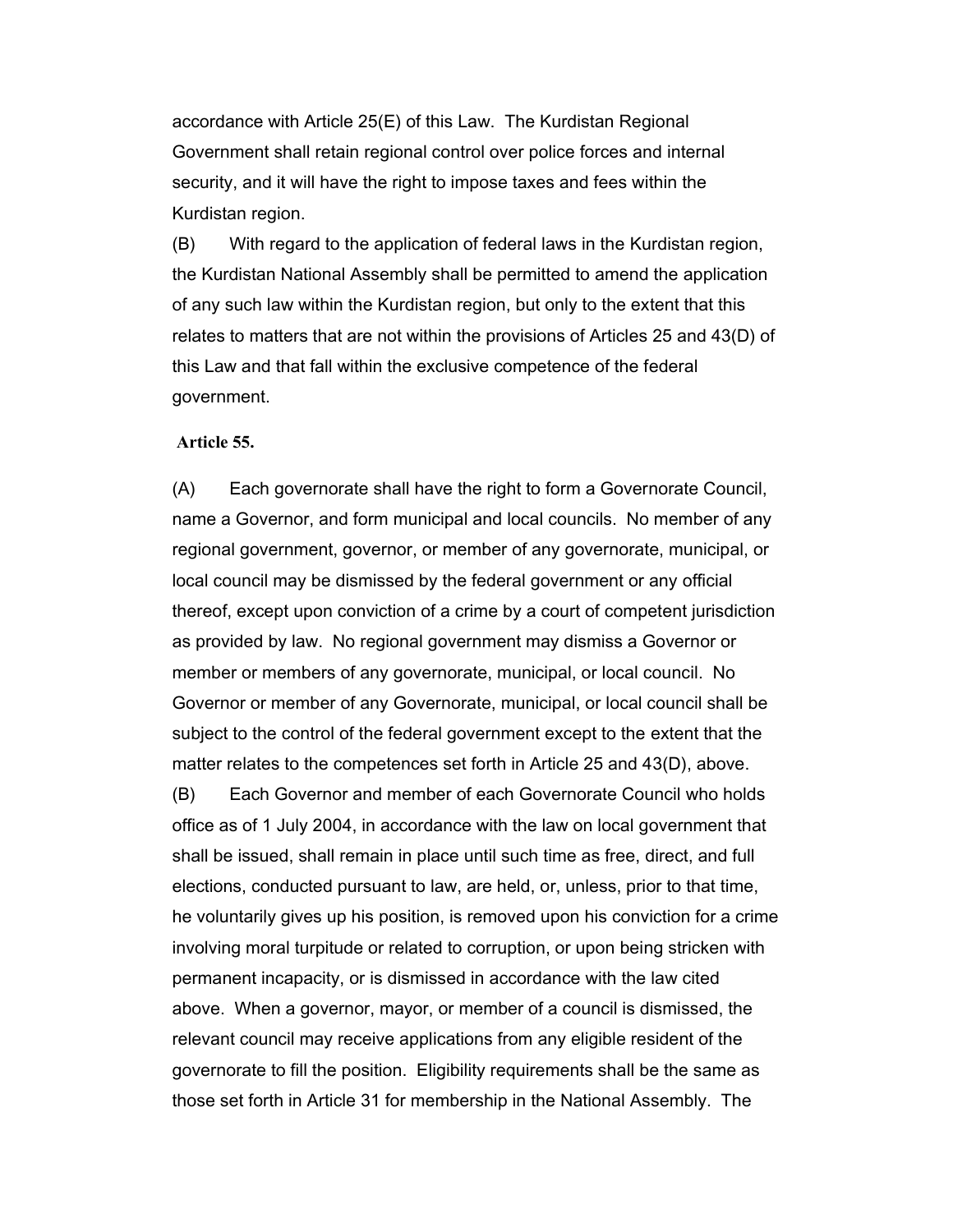accordance with Article 25(E) of this Law. The Kurdistan Regional Government shall retain regional control over police forces and internal security, and it will have the right to impose taxes and fees within the Kurdistan region.

(B) With regard to the application of federal laws in the Kurdistan region, the Kurdistan National Assembly shall be permitted to amend the application of any such law within the Kurdistan region, but only to the extent that this relates to matters that are not within the provisions of Articles 25 and 43(D) of this Law and that fall within the exclusive competence of the federal government.

**Article 55.**

(A) Each governorate shall have the right to form a Governorate Council, name a Governor, and form municipal and local councils. No member of any regional government, governor, or member of any governorate, municipal, or local council may be dismissed by the federal government or any official thereof, except upon conviction of a crime by a court of competent jurisdiction as provided by law. No regional government may dismiss a Governor or member or members of any governorate, municipal, or local council. No Governor or member of any Governorate, municipal, or local council shall be subject to the control of the federal government except to the extent that the matter relates to the competences set forth in Article 25 and 43(D), above.

(B) Each Governor and member of each Governorate Council who holds office as of 1 July 2004, in accordance with the law on local government that shall be issued, shall remain in place until such time as free, direct, and full elections, conducted pursuant to law, are held, or, unless, prior to that time, he voluntarily gives up his position, is removed upon his conviction for a crime involving moral turpitude or related to corruption, or upon being stricken with permanent incapacity, or is dismissed in accordance with the law cited above. When a governor, mayor, or member of a council is dismissed, the relevant council may receive applications from any eligible resident of the governorate to fill the position. Eligibility requirements shall be the same as those set forth in Article 31 for membership in the National Assembly. The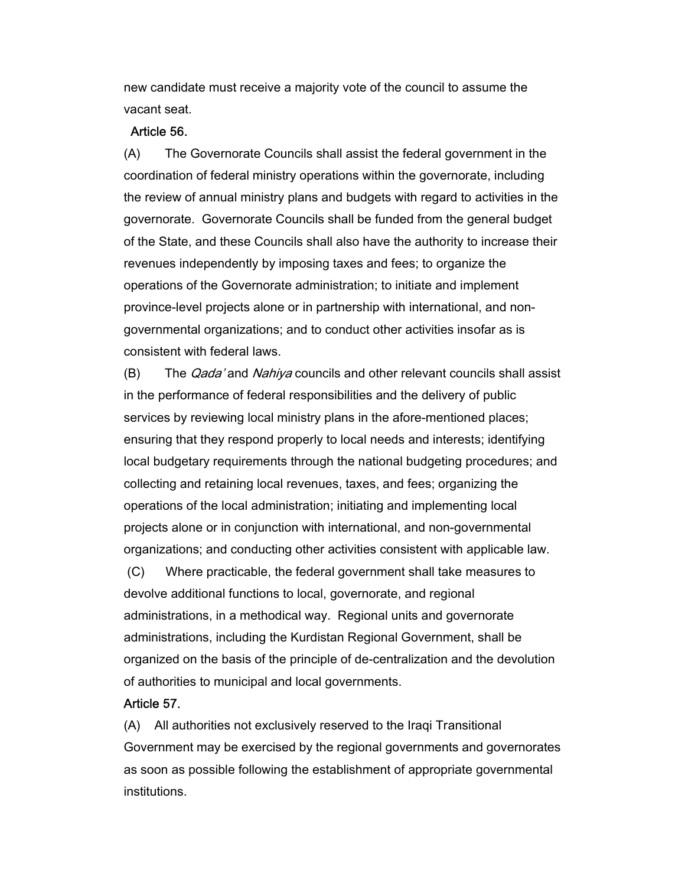new candidate must receive a majority vote of the council to assume the vacant seat.

Article 56.

(A) The Governorate Councils shall assist the federal government in the coordination of federal ministry operations within the governorate, including the review of annual ministry plans and budgets with regard to activities in the governorate. Governorate Councils shall be funded from the general budget of the State, and these Councils shall also have the authority to increase their revenues independently by imposing taxes and fees; to organize the operations of the Governorate administration; to initiate and implement province-level projects alone or in partnership with international, and non-governmental organizations; and to conduct other activities insofar as is consistent with federal laws.

(B) The *Qada'* and *Nahiya* councils and other relevant councils shall assist in the performance of federal responsibilities and the delivery of public services by reviewing local ministry plans in the afore-mentioned places; ensuring that they respond properly to local needs and interests; identifying local budgetary requirements through the national budgeting procedures; and collecting and retaining local revenues, taxes, and fees; organizing the operations of the local administration; initiating and implementing local projects alone or in conjunction with international, and non-governmental organizations; and conducting other activities consistent with applicable law.

(C) Where practicable, the federal government shall take measures to devolve additional functions to local, governorate, and regional administrations, in a methodical way. Regional units and governorate administrations, including the Kurdistan Regional Government, shall be organized on the basis of the principle of de-centralization and the devolution of authorities to municipal and local governments.

Article 57.

(A) All authorities not exclusively reserved to the Iraqi Transitional Government may be exercised by the regional governments and governorates as soon as possible following the establishment of appropriate governmental institutions.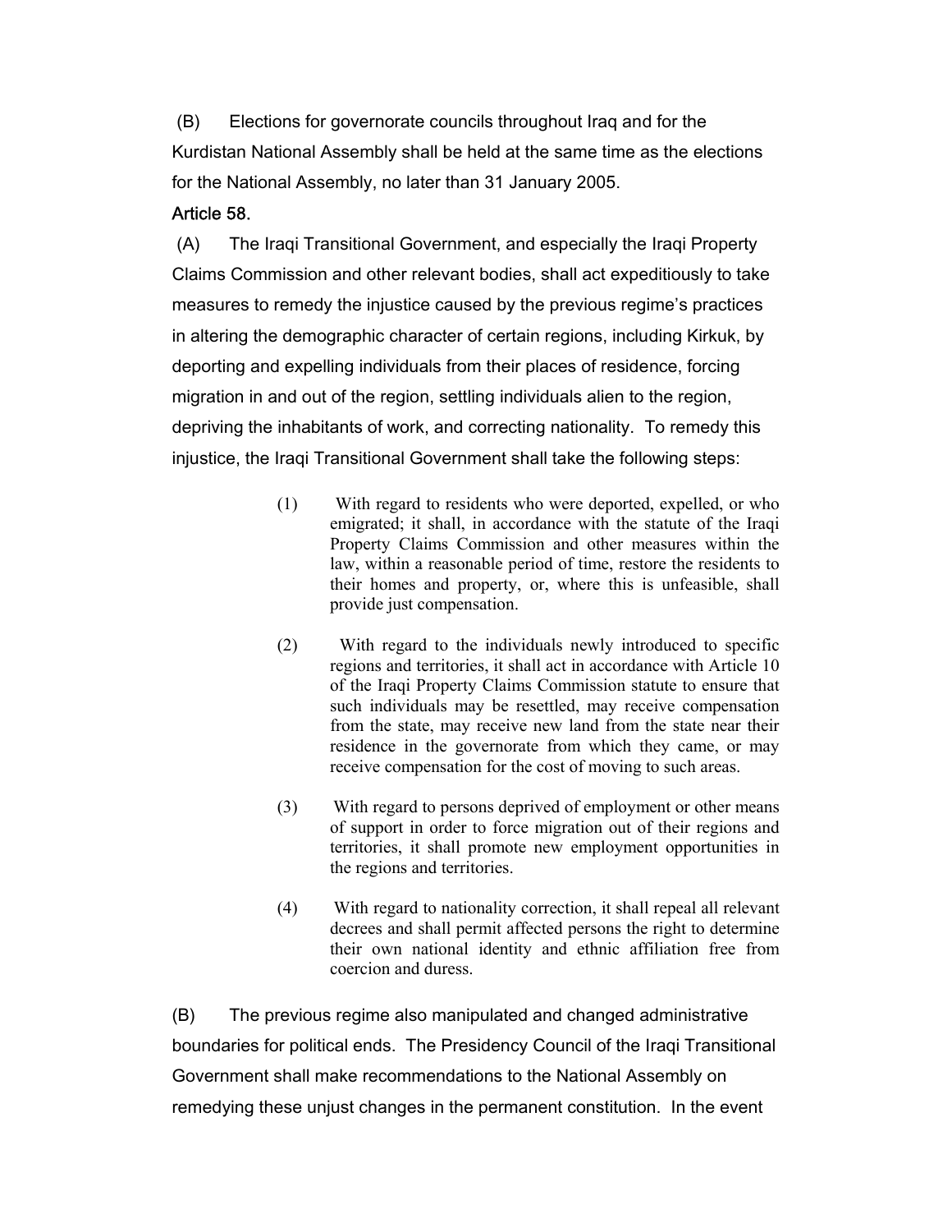(B) Elections for governorate councils throughout Iraq and for the Kurdistan National Assembly shall be held at the same time as the elections for the National Assembly, no later than 31 January 2005.

### Article 58.

(A) The Iraqi Transitional Government, and especially the Iraqi Property Claims Commission and other relevant bodies, shall act expeditiously to take measures to remedy the injustice caused by the previous regime's practices in altering the demographic character of certain regions, including Kirkuk, by deporting and expelling individuals from their places of residence, forcing migration in and out of the region, settling individuals alien to the region, depriving the inhabitants of work, and correcting nationality. To remedy this injustice, the Iraqi Transitional Government shall take the following steps:

(1) With regard to residents who were deported, expelled, or who emigrated; it shall, in accordance with the statute of the Iraqi Property Claims Commission and other measures within the law, within a reasonable period of time, restore the residents to their homes and property, or, where this is unfeasible, shall provide just compensation.

(2) With regard to the individuals newly introduced to specific regions and territories, it shall act in accordance with Article 10 of the Iraqi Property Claims Commission statute to ensure that such individuals may be resettled, may receive compensation from the state, may receive new land from the state near their residence in the governorate from which they came, or may receive compensation for the cost of moving to such areas.

(3) With regard to persons deprived of employment or other means of support in order to force migration out of their regions and territories, it shall promote new employment opportunities in the regions and territories.

(4) With regard to nationality correction, it shall repeal all relevant decrees and shall permit affected persons the right to determine their own national identity and ethnic affiliation free from coercion and duress.

(B) The previous regime also manipulated and changed administrative boundaries for political ends. The Presidency Council of the Iraqi Transitional Government shall make recommendations to the National Assembly on remedying these unjust changes in the permanent constitution. In the event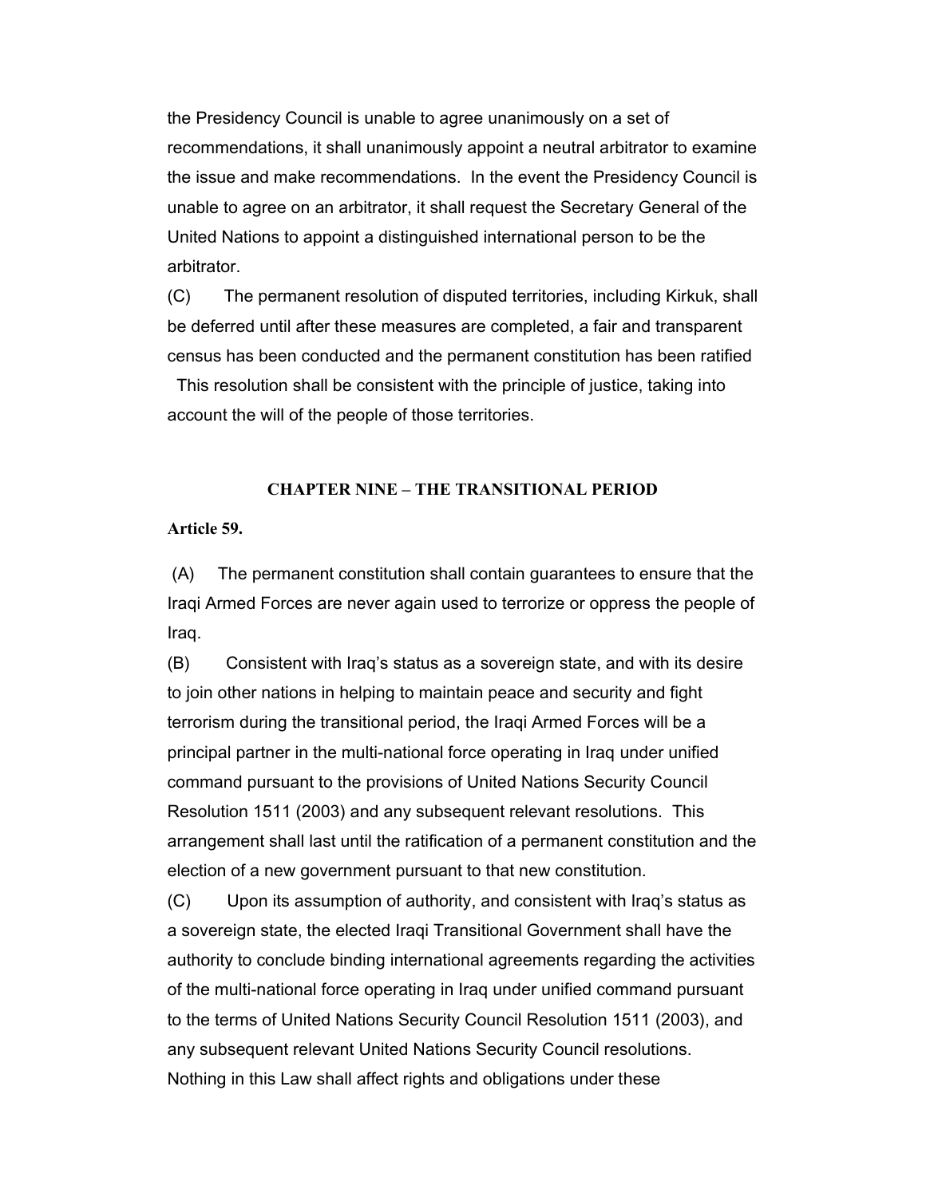the Presidency Council is unable to agree unanimously on a set of recommendations, it shall unanimously appoint a neutral arbitrator to examine the issue and make recommendations. In the event the Presidency Council is unable to agree on an arbitrator, it shall request the Secretary General of the United Nations to appoint a distinguished international person to be the arbitrator.

(C) The permanent resolution of disputed territories, including Kirkuk, shall be deferred until after these measures are completed, a fair and transparent census has been conducted and the permanent constitution has been ratified This resolution shall be consistent with the principle of justice, taking into account the will of the people of those territories.

## CHAPTER NINE – THE TRANSITIONAL PERIOD

**Article 59.**

(A) The permanent constitution shall contain guarantees to ensure that the Iraqi Armed Forces are never again used to terrorize or oppress the people of Iraq.

(B) Consistent with Iraq's status as a sovereign state, and with its desire to join other nations in helping to maintain peace and security and fight terrorism during the transitional period, the Iraqi Armed Forces will be a principal partner in the multi-national force operating in Iraq under unified command pursuant to the provisions of United Nations Security Council Resolution 1511 (2003) and any subsequent relevant resolutions. This arrangement shall last until the ratification of a permanent constitution and the election of a new government pursuant to that new constitution.

(C) Upon its assumption of authority, and consistent with Iraq's status as a sovereign state, the elected Iraqi Transitional Government shall have the authority to conclude binding international agreements regarding the activities of the multi-national force operating in Iraq under unified command pursuant to the terms of United Nations Security Council Resolution 1511 (2003), and any subsequent relevant United Nations Security Council resolutions. Nothing in this Law shall affect rights and obligations under these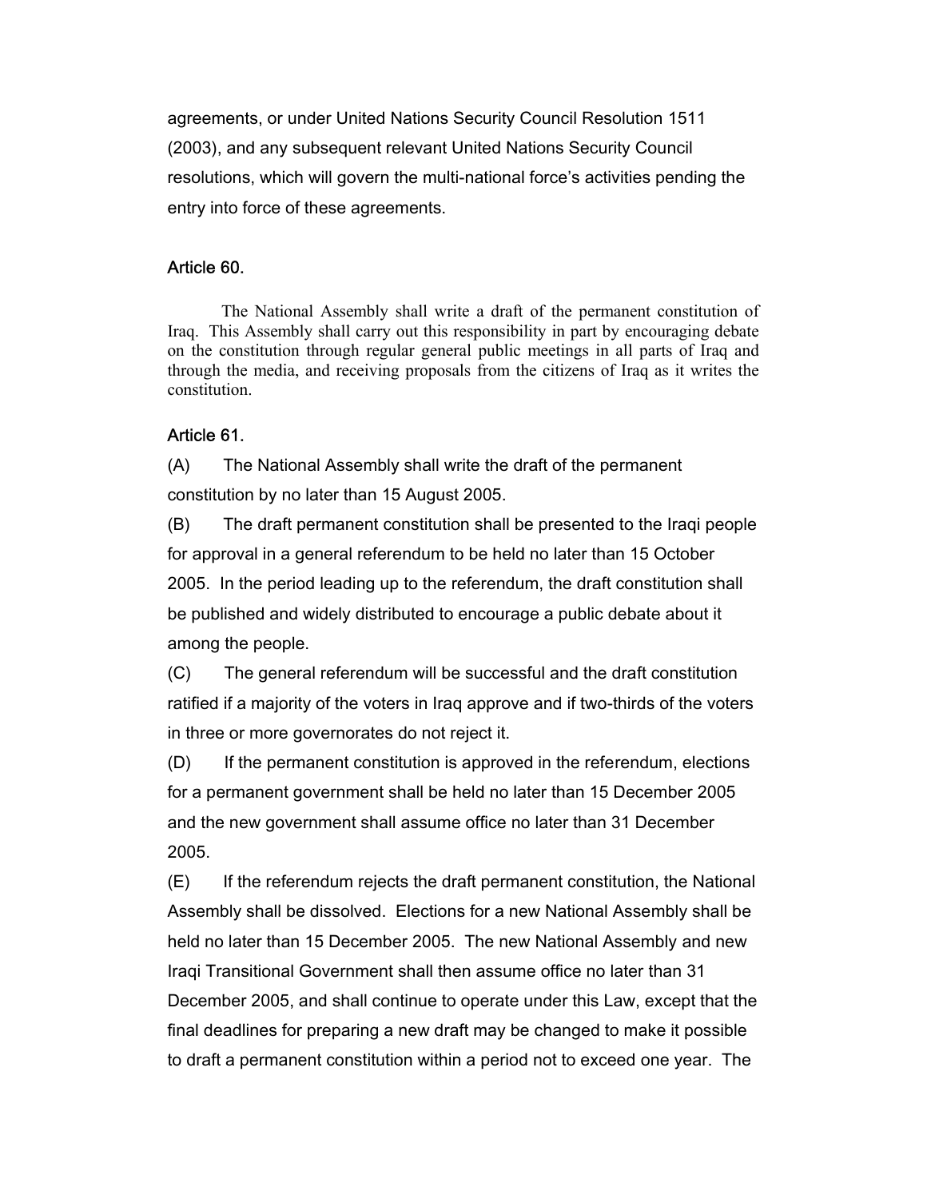agreements, or under United Nations Security Council Resolution 1511 (2003), and any subsequent relevant United Nations Security Council resolutions, which will govern the multi-national force's activities pending the entry into force of these agreements.

### Article 60.

The National Assembly shall write a draft of the permanent constitution of Iraq. This Assembly shall carry out this responsibility in part by encouraging debate on the constitution through regular general public meetings in all parts of Iraq and through the media, and receiving proposals from the citizens of Iraq as it writes the constitution.

### Article 61.

(A) The National Assembly shall write the draft of the permanent constitution by no later than 15 August 2005.

(B) The draft permanent constitution shall be presented to the Iraqi people for approval in a general referendum to be held no later than 15 October 2005. In the period leading up to the referendum, the draft constitution shall be published and widely distributed to encourage a public debate about it among the people.

(C) The general referendum will be successful and the draft constitution ratified if a majority of the voters in Iraq approve and if two-thirds of the voters in three or more governorates do not reject it.

(D) If the permanent constitution is approved in the referendum, elections for a permanent government shall be held no later than 15 December 2005 and the new government shall assume office no later than 31 December 2005.

(E) If the referendum rejects the draft permanent constitution, the National Assembly shall be dissolved. Elections for a new National Assembly shall be held no later than 15 December 2005. The new National Assembly and new Iraqi Transitional Government shall then assume office no later than 31 December 2005, and shall continue to operate under this Law, except that the final deadlines for preparing a new draft may be changed to make it possible to draft a permanent constitution within a period not to exceed one year. The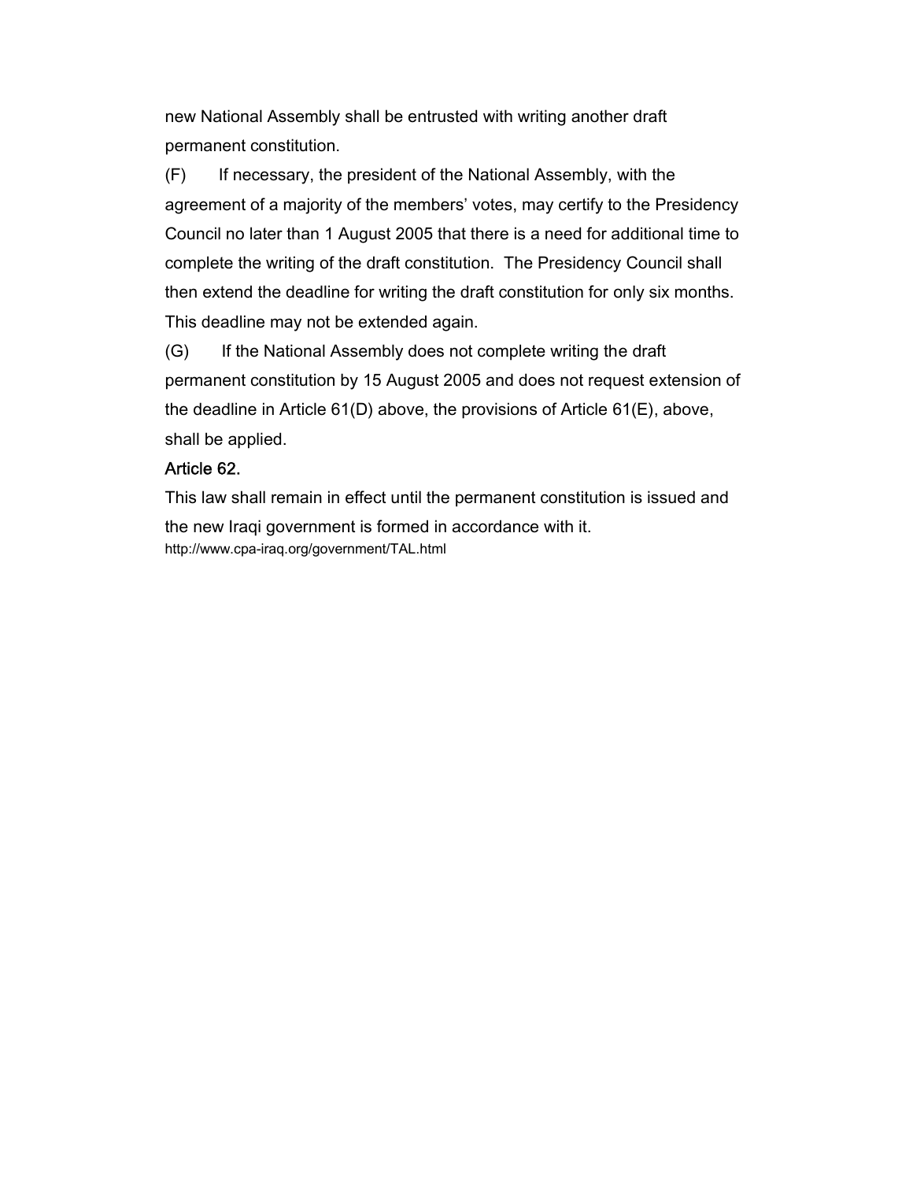new National Assembly shall be entrusted with writing another draft permanent constitution.

(F) If necessary, the president of the National Assembly, with the agreement of a majority of the members' votes, may certify to the Presidency Council no later than 1 August 2005 that there is a need for additional time to complete the writing of the draft constitution. The Presidency Council shall then extend the deadline for writing the draft constitution for only six months. This deadline may not be extended again.

(G) If the National Assembly does not complete writing the draft permanent constitution by 15 August 2005 and does not request extension of the deadline in Article 61(D) above, the provisions of Article 61(E), above, shall be applied.

### Article 62.

This law shall remain in effect until the permanent constitution is issued and the new Iraqi government is formed in accordance with it.

http://www.cpa-iraq.org/government/TAL.html